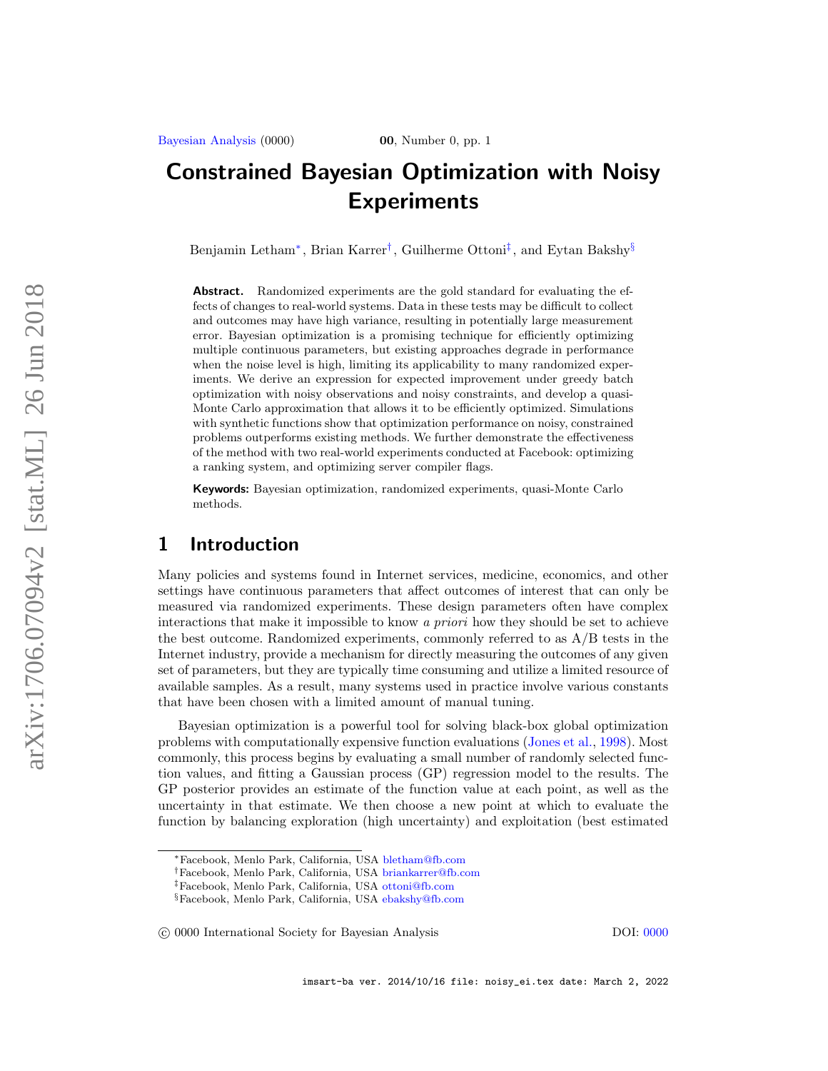# Constrained Bayesian Optimization with Noisy Experiments

Benjamin Letham[*], Brian Karrer[†], Guilherme Ottoni[‡], and Eytan Bakshy[§]

**Abstract.** Randomized experiments are the gold standard for evaluating the effects of changes to real-world systems. Data in these tests may be difficult to collect and outcomes may have high variance, resulting in potentially large measurement error. Bayesian optimization is a promising technique for efficiently optimizing multiple continuous parameters, but existing approaches degrade in performance when the noise level is high, limiting its applicability to many randomized experiments. We derive an expression for expected improvement under greedy batch optimization with noisy observations and noisy constraints, and develop a quasi-Monte Carlo approximation that allows it to be efficiently optimized. Simulations with synthetic functions show that optimization performance on noisy, constrained problems outperforms existing methods. We further demonstrate the effectiveness of the method with two real-world experiments conducted at Facebook: optimizing a ranking system, and optimizing server compiler flags.

**Keywords:** Bayesian optimization, randomized experiments, quasi-Monte Carlo methods.

## 1 Introduction

Many policies and systems found in Internet services, medicine, economics, and other settings have continuous parameters that affect outcomes of interest that can only be measured via randomized experiments. These design parameters often have complex interactions that make it impossible to know *a priori* how they should be set to achieve the best outcome. Randomized experiments, commonly referred to as A/B tests in the Internet industry, provide a mechanism for directly measuring the outcomes of any given set of parameters, but they are typically time consuming and utilize a limited resource of available samples. As a result, many systems used in practice involve various constants that have been chosen with a limited amount of manual tuning.

Bayesian optimization is a powerful tool for solving black-box global optimization problems with computationally expensive function evaluations (Jones et al., 1998). Most commonly, this process begins by evaluating a small number of randomly selected function values, and fitting a Gaussian process (GP) regression model to the results. The GP posterior provides an estimate of the function value at each point, as well as the uncertainty in that estimate. We then choose a new point at which to evaluate the function by balancing exploration (high uncertainty) and exploitation (best estimated

[*]Facebook, Menlo Park, California, USA bletham@fb.com
[†]Facebook, Menlo Park, California, USA briankarrer@fb.com
[‡]Facebook, Menlo Park, California, USA ottoni@fb.com
[§]Facebook, Menlo Park, California, USA ebakshy@fb.com

© 0000 International Society for Bayesian Analysis DOI: 0000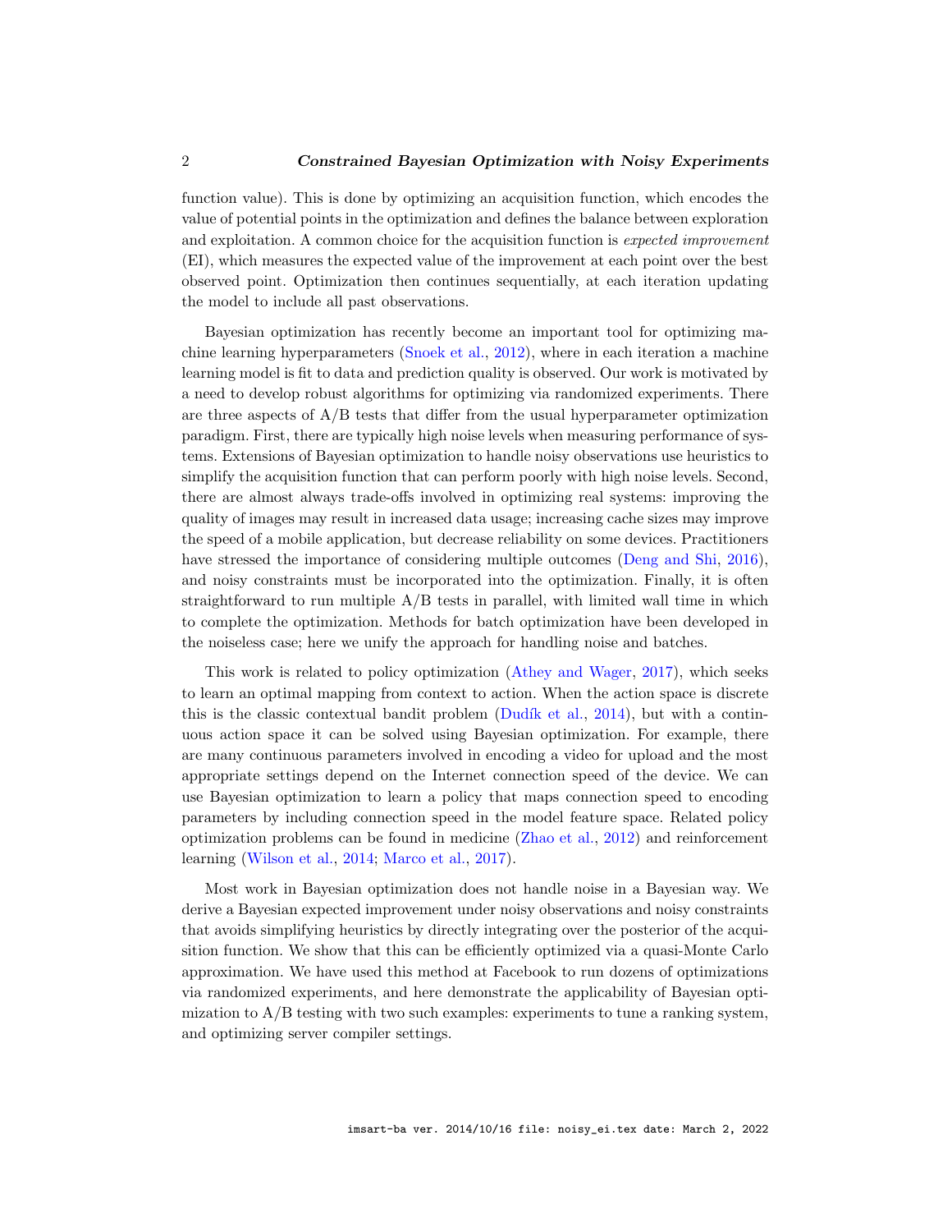function value). This is done by optimizing an acquisition function, which encodes the value of potential points in the optimization and defines the balance between exploration and exploitation. A common choice for the acquisition function is *expected improvement* (EI), which measures the expected value of the improvement at each point over the best observed point. Optimization then continues sequentially, at each iteration updating the model to include all past observations.

Bayesian optimization has recently become an important tool for optimizing machine learning hyperparameters (Snoek et al., 2012), where in each iteration a machine learning model is fit to data and prediction quality is observed. Our work is motivated by a need to develop robust algorithms for optimizing via randomized experiments. There are three aspects of A/B tests that differ from the usual hyperparameter optimization paradigm. First, there are typically high noise levels when measuring performance of systems. Extensions of Bayesian optimization to handle noisy observations use heuristics to simplify the acquisition function that can perform poorly with high noise levels. Second, there are almost always trade-offs involved in optimizing real systems: improving the quality of images may result in increased data usage; increasing cache sizes may improve the speed of a mobile application, but decrease reliability on some devices. Practitioners have stressed the importance of considering multiple outcomes (Deng and Shi, 2016), and noisy constraints must be incorporated into the optimization. Finally, it is often straightforward to run multiple A/B tests in parallel, with limited wall time in which to complete the optimization. Methods for batch optimization have been developed in the noiseless case; here we unify the approach for handling noise and batches.

This work is related to policy optimization (Athey and Wager, 2017), which seeks to learn an optimal mapping from context to action. When the action space is discrete this is the classic contextual bandit problem (Dudík et al., 2014), but with a continuous action space it can be solved using Bayesian optimization. For example, there are many continuous parameters involved in encoding a video for upload and the most appropriate settings depend on the Internet connection speed of the device. We can use Bayesian optimization to learn a policy that maps connection speed to encoding parameters by including connection speed in the model feature space. Related policy optimization problems can be found in medicine (Zhao et al., 2012) and reinforcement learning (Wilson et al., 2014; Marco et al., 2017).

Most work in Bayesian optimization does not handle noise in a Bayesian way. We derive a Bayesian expected improvement under noisy observations and noisy constraints that avoids simplifying heuristics by directly integrating over the posterior of the acquisition function. We show that this can be efficiently optimized via a quasi-Monte Carlo approximation. We have used this method at Facebook to run dozens of optimizations via randomized experiments, and here demonstrate the applicability of Bayesian optimization to A/B testing with two such examples: experiments to tune a ranking system, and optimizing server compiler settings.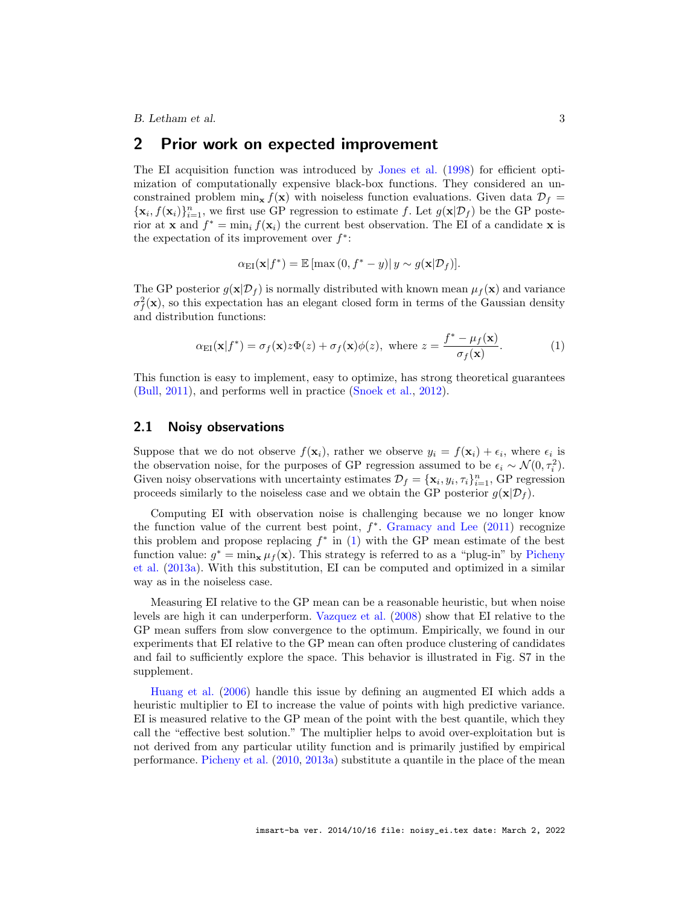## 2 Prior work on expected improvement

The EI acquisition function was introduced by Jones et al. (1998) for efficient optimization of computationally expensive black-box functions. They considered an unconstrained problem $\min_{\mathbf{x}} f(\mathbf{x})$ with noiseless function evaluations. Given data $\mathcal{D}_f = \{\mathbf{x}_i, f(\mathbf{x}_i)\}_{i=1}^n$, we first use GP regression to estimate $f$. Let $g(\mathbf{x}|\mathcal{D}_f)$ be the GP posterior at $\mathbf{x}$ and $f^* = \min_i f(\mathbf{x}_i)$ the current best observation. The EI of a candidate $\mathbf{x}$ is the expectation of its improvement over $f^*$:

$$\alpha_{\text{EI}}(\mathbf{x}|f^*) = \mathbb{E}\left[\max\left(0, f^* - y\right) | \, y \sim g(\mathbf{x}|\mathcal{D}_f)\right].$$

The GP posterior $g(\mathbf{x}|\mathcal{D}_f)$ is normally distributed with known mean $\mu_f(\mathbf{x})$ and variance $\sigma_f^2(\mathbf{x})$, so this expectation has an elegant closed form in terms of the Gaussian density and distribution functions:

$$\alpha_{\text{EI}}(\mathbf{x}|f^*) = \sigma_f(\mathbf{x}) z \Phi(z) + \sigma_f(\mathbf{x})\phi(z), \text{ where } z = \frac{f^* - \mu_f(\mathbf{x})}{\sigma_f(\mathbf{x})}. \tag{1}$$

This function is easy to implement, easy to optimize, has strong theoretical guarantees (Bull, 2011), and performs well in practice (Snoek et al., 2012).

### 2.1 Noisy observations

Suppose that we do not observe $f(\mathbf{x}_i)$, rather we observe $y_i = f(\mathbf{x}_i) + \epsilon_i$, where $\epsilon_i$ is the observation noise, for the purposes of GP regression assumed to be $\epsilon_i \sim \mathcal{N}(0, \tau_i^2)$. Given noisy observations with uncertainty estimates $\mathcal{D}_f = \{\mathbf{x}_i, y_i, \tau_i\}_{i=1}^n$, GP regression proceeds similarly to the noiseless case and we obtain the GP posterior $g(\mathbf{x}|\mathcal{D}_f)$.

Computing EI with observation noise is challenging because we no longer know the function value of the current best point, $f^*$. Gramacy and Lee (2011) recognize this problem and propose replacing $f^*$ in (1) with the GP mean estimate of the best function value: $g^* = \min_{\mathbf{x}} \mu_f(\mathbf{x})$. This strategy is referred to as a "plug-in" by Picheny et al. (2013a). With this substitution, EI can be computed and optimized in a similar way as in the noiseless case.

Measuring EI relative to the GP mean can be a reasonable heuristic, but when noise levels are high it can underperform. Vazquez et al. (2008) show that EI relative to the GP mean suffers from slow convergence to the optimum. Empirically, we found in our experiments that EI relative to the GP mean can often produce clustering of candidates and fail to sufficiently explore the space. This behavior is illustrated in Fig. S7 in the supplement.

Huang et al. (2006) handle this issue by defining an augmented EI which adds a heuristic multiplier to EI to increase the value of points with high predictive variance. EI is measured relative to the GP mean of the point with the best quantile, which they call the "effective best solution." The multiplier helps to avoid over-exploitation but is not derived from any particular utility function and is primarily justified by empirical performance. Picheny et al. (2010, 2013a) substitute a quantile in the place of the mean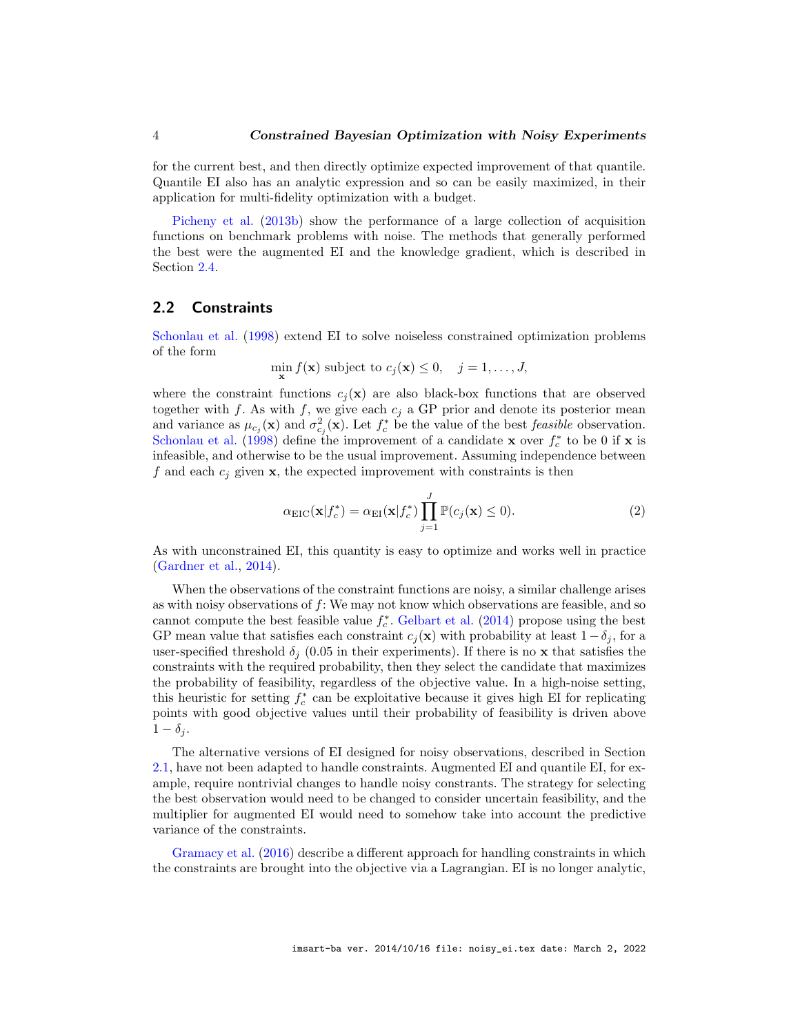for the current best, and then directly optimize expected improvement of that quantile. Quantile EI also has an analytic expression and so can be easily maximized, in their application for multi-fidelity optimization with a budget.

Picheny et al. (2013b) show the performance of a large collection of acquisition functions on benchmark problems with noise. The methods that generally performed the best were the augmented EI and the knowledge gradient, which is described in Section 2.4.

## 2.2 Constraints

Schonlau et al. (1998) extend EI to solve noiseless constrained optimization problems of the form

$$\min_{\mathbf{x}} f(\mathbf{x}) \text{ subject to } c_j(\mathbf{x}) \leq 0, \quad j = 1, \ldots, J,$$

where the constraint functions $c_j(\mathbf{x})$ are also black-box functions that are observed together with $f$. As with $f$, we give each $c_j$ a GP prior and denote its posterior mean and variance as $\mu_{c_j}(\mathbf{x})$ and $\sigma^2_{c_j}(\mathbf{x})$. Let $f_c^*$ be the value of the best *feasible* observation. Schonlau et al. (1998) define the improvement of a candidate $\mathbf{x}$ over $f_c^*$ to be 0 if $\mathbf{x}$ is infeasible, and otherwise to be the usual improvement. Assuming independence between $f$ and each $c_j$ given $\mathbf{x}$, the expected improvement with constraints is then

$$\alpha_{\text{EIC}}(\mathbf{x}|f_c^*) = \alpha_{\text{EI}}(\mathbf{x}|f_c^*) \prod_{j=1}^{J} \mathbb{P}(c_j(\mathbf{x}) \leq 0). \tag{2}$$

As with unconstrained EI, this quantity is easy to optimize and works well in practice (Gardner et al., 2014).

When the observations of the constraint functions are noisy, a similar challenge arises as with noisy observations of $f$: We may not know which observations are feasible, and so cannot compute the best feasible value $f_c^*$. Gelbart et al. (2014) propose using the best GP mean value that satisfies each constraint $c_j(\mathbf{x})$ with probability at least $1-\delta_j$, for a user-specified threshold $\delta_j$ (0.05 in their experiments). If there is no $\mathbf{x}$ that satisfies the constraints with the required probability, then they select the candidate that maximizes the probability of feasibility, regardless of the objective value. In a high-noise setting, this heuristic for setting $f_c^*$ can be exploitative because it gives high EI for replicating points with good objective values until their probability of feasibility is driven above $1 - \delta_j$.

The alternative versions of EI designed for noisy observations, described in Section 2.1, have not been adapted to handle constraints. Augmented EI and quantile EI, for example, require nontrivial changes to handle noisy constrants. The strategy for selecting the best observation would need to be changed to consider uncertain feasibility, and the multiplier for augmented EI would need to somehow take into account the predictive variance of the constraints.

Gramacy et al. (2016) describe a different approach for handling constraints in which the constraints are brought into the objective via a Lagrangian. EI is no longer analytic,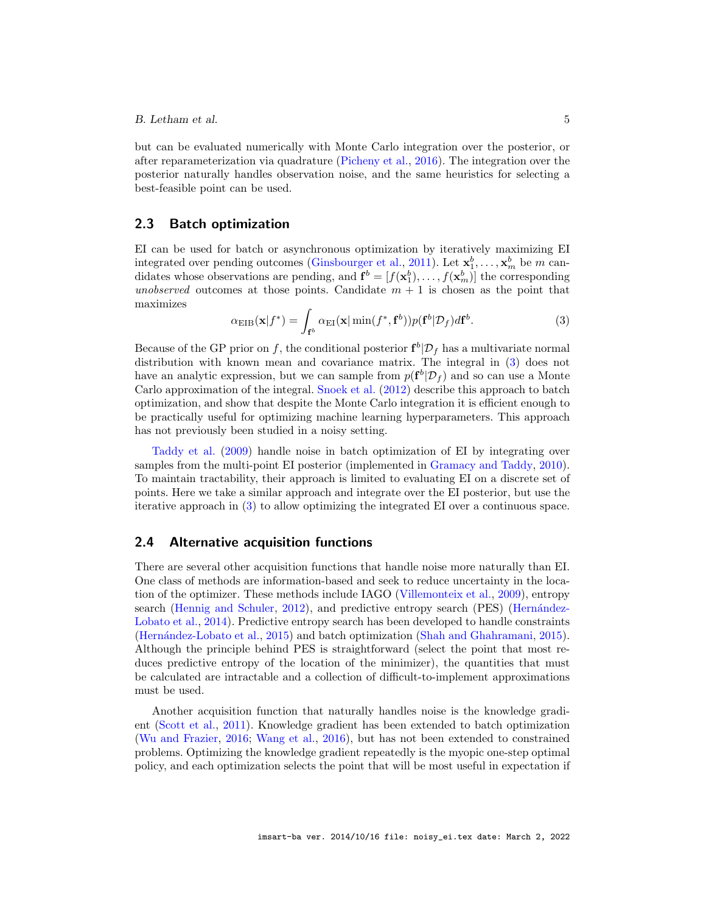but can be evaluated numerically with Monte Carlo integration over the posterior, or after reparameterization via quadrature (Picheny et al., 2016). The integration over the posterior naturally handles observation noise, and the same heuristics for selecting a best-feasible point can be used.

## 2.3 Batch optimization

EI can be used for batch or asynchronous optimization by iteratively maximizing EI integrated over pending outcomes (Ginsbourger et al., 2011). Let $\mathbf{x}_1^b, \ldots, \mathbf{x}_m^b$ be $m$ candidates whose observations are pending, and $\mathbf{f}^b = [f(\mathbf{x}_1^b), \ldots, f(\mathbf{x}_m^b)]$ the corresponding *unobserved* outcomes at those points. Candidate $m+1$ is chosen as the point that maximizes

$$\alpha_{\text{EIB}}(\mathbf{x}|f^*) = \int_{\mathbf{f}^b} \alpha_{\text{EI}}(\mathbf{x}|\min(f^*, \mathbf{f}^b))p(\mathbf{f}^b|\mathcal{D}_f)d\mathbf{f}^b. \tag{3}$$

Because of the GP prior on $f$, the conditional posterior $\mathbf{f}^b|\mathcal{D}_f$ has a multivariate normal distribution with known mean and covariance matrix. The integral in (3) does not have an analytic expression, but we can sample from $p(\mathbf{f}^b|\mathcal{D}_f)$ and so can use a Monte Carlo approximation of the integral. Snoek et al. (2012) describe this approach to batch optimization, and show that despite the Monte Carlo integration it is efficient enough to be practically useful for optimizing machine learning hyperparameters. This approach has not previously been studied in a noisy setting.

Taddy et al. (2009) handle noise in batch optimization of EI by integrating over samples from the multi-point EI posterior (implemented in Gramacy and Taddy, 2010). To maintain tractability, their approach is limited to evaluating EI on a discrete set of points. Here we take a similar approach and integrate over the EI posterior, but use the iterative approach in (3) to allow optimizing the integrated EI over a continuous space.

## 2.4 Alternative acquisition functions

There are several other acquisition functions that handle noise more naturally than EI. One class of methods are information-based and seek to reduce uncertainty in the location of the optimizer. These methods include IAGO (Villemonteix et al., 2009), entropy search (Hennig and Schuler, 2012), and predictive entropy search (PES) (Hernández-Lobato et al., 2014). Predictive entropy search has been developed to handle constraints (Hernández-Lobato et al., 2015) and batch optimization (Shah and Ghahramani, 2015). Although the principle behind PES is straightforward (select the point that most reduces predictive entropy of the location of the minimizer), the quantities that must be calculated are intractable and a collection of difficult-to-implement approximations must be used.

Another acquisition function that naturally handles noise is the knowledge gradient (Scott et al., 2011). Knowledge gradient has been extended to batch optimization (Wu and Frazier, 2016; Wang et al., 2016), but has not been extended to constrained problems. Optimizing the knowledge gradient repeatedly is the myopic one-step optimal policy, and each optimization selects the point that will be most useful in expectation if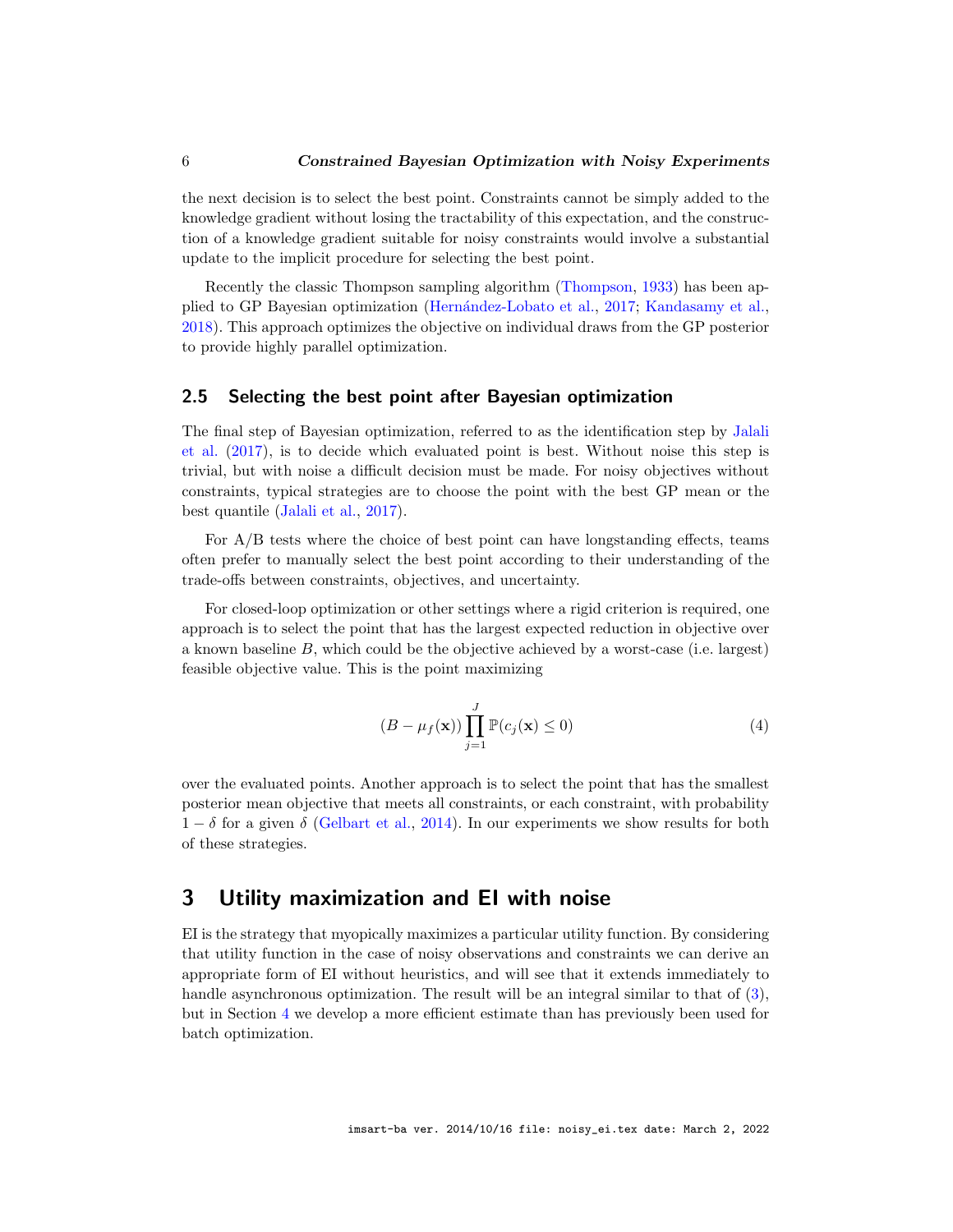the next decision is to select the best point. Constraints cannot be simply added to the knowledge gradient without losing the tractability of this expectation, and the construction of a knowledge gradient suitable for noisy constraints would involve a substantial update to the implicit procedure for selecting the best point.

Recently the classic Thompson sampling algorithm (Thompson, 1933) has been applied to GP Bayesian optimization (Hernández-Lobato et al., 2017; Kandasamy et al., 2018). This approach optimizes the objective on individual draws from the GP posterior to provide highly parallel optimization.

## 2.5 Selecting the best point after Bayesian optimization

The final step of Bayesian optimization, referred to as the identification step by Jalali et al. (2017), is to decide which evaluated point is best. Without noise this step is trivial, but with noise a difficult decision must be made. For noisy objectives without constraints, typical strategies are to choose the point with the best GP mean or the best quantile (Jalali et al., 2017).

For A/B tests where the choice of best point can have longstanding effects, teams often prefer to manually select the best point according to their understanding of the trade-offs between constraints, objectives, and uncertainty.

For closed-loop optimization or other settings where a rigid criterion is required, one approach is to select the point that has the largest expected reduction in objective over a known baseline $B$, which could be the objective achieved by a worst-case (i.e. largest) feasible objective value. This is the point maximizing

$$(B - \mu_f(\mathbf{x})) \prod_{j=1}^{J} \mathbb{P}(c_j(\mathbf{x}) \leq 0) \tag{4}$$

over the evaluated points. Another approach is to select the point that has the smallest posterior mean objective that meets all constraints, or each constraint, with probability $1 - \delta$ for a given $\delta$ (Gelbart et al., 2014). In our experiments we show results for both of these strategies.

# 3 Utility maximization and EI with noise

EI is the strategy that myopically maximizes a particular utility function. By considering that utility function in the case of noisy observations and constraints we can derive an appropriate form of EI without heuristics, and will see that it extends immediately to handle asynchronous optimization. The result will be an integral similar to that of (3), but in Section 4 we develop a more efficient estimate than has previously been used for batch optimization.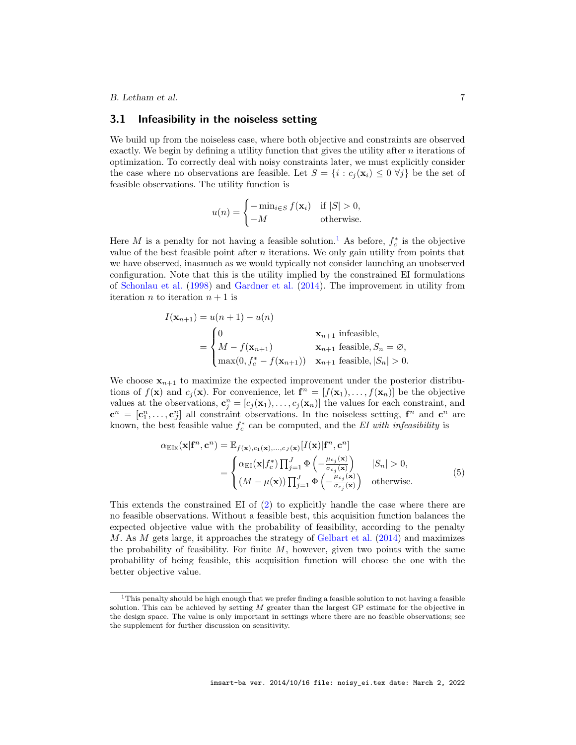### 3.1 Infeasibility in the noiseless setting

We build up from the noiseless case, where both objective and constraints are observed exactly. We begin by defining a utility function that gives the utility after $n$ iterations of optimization. To correctly deal with noisy constraints later, we must explicitly consider the case where no observations are feasible. Let $S = \{i : c_j(\mathbf{x}_i) \leq 0 \ \forall j\}$ be the set of feasible observations. The utility function is

$$u(n) = \begin{cases} -\min_{i \in S} f(\mathbf{x}_i) & \text{if } |S| > 0, \\ -M & \text{otherwise.} \end{cases}$$

Here $M$ is a penalty for not having a feasible solution.[1] As before, $f_c^*$ is the objective value of the best feasible point after $n$ iterations. We only gain utility from points that we have observed, inasmuch as we would typically not consider launching an unobserved configuration. Note that this is the utility implied by the constrained EI formulations of Schonlau et al. (1998) and Gardner et al. (2014). The improvement in utility from iteration $n$ to iteration $n+1$ is

$$\begin{aligned} I(\mathbf{x}_{n+1}) &= u(n+1) - u(n) \\ &= \begin{cases} 0 & \mathbf{x}_{n+1} \text{ infeasible,} \\ M - f(\mathbf{x}_{n+1}) & \mathbf{x}_{n+1} \text{ feasible, } S_n = \varnothing, \\ \max(0, f_c^* - f(\mathbf{x}_{n+1})) & \mathbf{x}_{n+1} \text{ feasible, } |S_n| > 0. \end{cases} \end{aligned}$$

We choose $\mathbf{x}_{n+1}$ to maximize the expected improvement under the posterior distributions of $f(\mathbf{x})$ and $c_j(\mathbf{x})$. For convenience, let $\mathbf{f}^n = [f(\mathbf{x}_1), \ldots, f(\mathbf{x}_n)]$ be the objective values at the observations, $\mathbf{c}_j^n = [c_j(\mathbf{x}_1), \ldots, c_j(\mathbf{x}_n)]$ the values for each constraint, and $\mathbf{c}^n = [\mathbf{c}_1^n, \ldots, \mathbf{c}_J^n]$ all constraint observations. In the noiseless setting, $\mathbf{f}^n$ and $\mathbf{c}^n$ are known, the best feasible value $f_c^*$ can be computed, and the *EI with infeasibility* is

$$\begin{aligned} \alpha_{\text{EIx}}(\mathbf{x}|\mathbf{f}^n, \mathbf{c}^n) &= \mathbb{E}_{f(\mathbf{x}), c_1(\mathbf{x}), \ldots, c_J(\mathbf{x})}[I(\mathbf{x})|\mathbf{f}^n, \mathbf{c}^n] \\ &= \begin{cases} \alpha_{\text{EI}}(\mathbf{x}|f_c^*) \prod_{j=1}^J \Phi\left(-\frac{\mu_{c_j}(\mathbf{x})}{\sigma_{c_j}(\mathbf{x})}\right) & |S_n| > 0, \\ (M - \mu(\mathbf{x})) \prod_{j=1}^J \Phi\left(-\frac{\mu_{c_j}(\mathbf{x})}{\sigma_{c_j}(\mathbf{x})}\right) & \text{otherwise.} \end{cases} \end{aligned} \tag{5}$$

This extends the constrained EI of (2) to explicitly handle the case where there are no feasible observations. Without a feasible best, this acquisition function balances the expected objective value with the probability of feasibility, according to the penalty $M$. As $M$ gets large, it approaches the strategy of Gelbart et al. (2014) and maximizes the probability of feasibility. For finite $M$, however, given two points with the same probability of being feasible, this acquisition function will choose the one with the better objective value.

[1] This penalty should be high enough that we prefer finding a feasible solution to not having a feasible solution. This can be achieved by setting $M$ greater than the largest GP estimate for the objective in the design space. The value is only important in settings where there are no feasible observations; see the supplement for further discussion on sensitivity.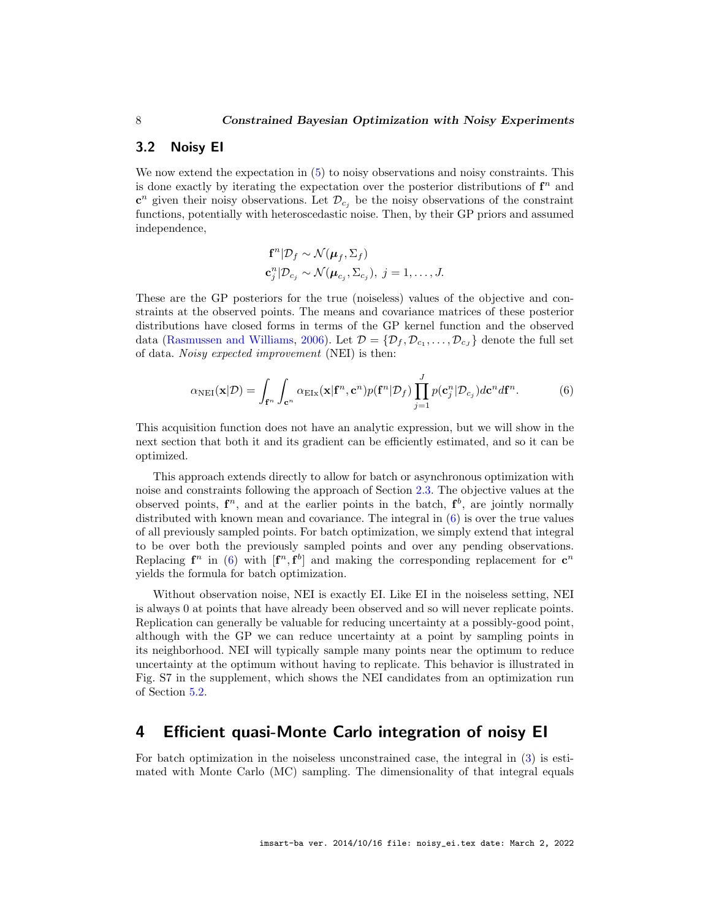## 3.2 Noisy EI

We now extend the expectation in (5) to noisy observations and noisy constraints. This is done exactly by iterating the expectation over the posterior distributions of $\mathbf{f}^n$ and $\mathbf{c}^n$ given their noisy observations. Let $\mathcal{D}_{c_j}$ be the noisy observations of the constraint functions, potentially with heteroscedastic noise. Then, by their GP priors and assumed independence,

$$
\begin{aligned}
&\mathbf{f}^n|\mathcal{D}_f \sim \mathcal{N}(\boldsymbol{\mu}_f, \Sigma_f) \\
&\mathbf{c}_j^n|\mathcal{D}_{c_j} \sim \mathcal{N}(\boldsymbol{\mu}_{c_j}, \Sigma_{c_j}),\ j = 1, \ldots, J.
\end{aligned}
$$

These are the GP posteriors for the true (noiseless) values of the objective and constraints at the observed points. The means and covariance matrices of these posterior distributions have closed forms in terms of the GP kernel function and the observed data (Rasmussen and Williams, 2006). Let $\mathcal{D} = \{\mathcal{D}_f, \mathcal{D}_{c_1}, \ldots, \mathcal{D}_{c_J}\}$ denote the full set of data. *Noisy expected improvement* (NEI) is then:

$$
\alpha_{\text{NEI}}(\mathbf{x}|\mathcal{D}) = \int_{\mathbf{f}^n} \int_{\mathbf{c}^n} \alpha_{\text{EIx}}(\mathbf{x}|\mathbf{f}^n, \mathbf{c}^n) p(\mathbf{f}^n|\mathcal{D}_f) \prod_{j=1}^{J} p(\mathbf{c}_j^n|\mathcal{D}_{c_j}) d\mathbf{c}^n d\mathbf{f}^n. \tag{6}
$$

This acquisition function does not have an analytic expression, but we will show in the next section that both it and its gradient can be efficiently estimated, and so it can be optimized.

This approach extends directly to allow for batch or asynchronous optimization with noise and constraints following the approach of Section 2.3. The objective values at the observed points, $\mathbf{f}^n$, and at the earlier points in the batch, $\mathbf{f}^b$, are jointly normally distributed with known mean and covariance. The integral in (6) is over the true values of all previously sampled points. For batch optimization, we simply extend that integral to be over both the previously sampled points and over any pending observations. Replacing $\mathbf{f}^n$ in (6) with $[\mathbf{f}^n, \mathbf{f}^b]$ and making the corresponding replacement for $\mathbf{c}^n$ yields the formula for batch optimization.

Without observation noise, NEI is exactly EI. Like EI in the noiseless setting, NEI is always 0 at points that have already been observed and so will never replicate points. Replication can generally be valuable for reducing uncertainty at a possibly-good point, although with the GP we can reduce uncertainty at a point by sampling points in its neighborhood. NEI will typically sample many points near the optimum to reduce uncertainty at the optimum without having to replicate. This behavior is illustrated in Fig. S7 in the supplement, which shows the NEI candidates from an optimization run of Section 5.2.

# 4 Efficient quasi-Monte Carlo integration of noisy EI

For batch optimization in the noiseless unconstrained case, the integral in (3) is estimated with Monte Carlo (MC) sampling. The dimensionality of that integral equals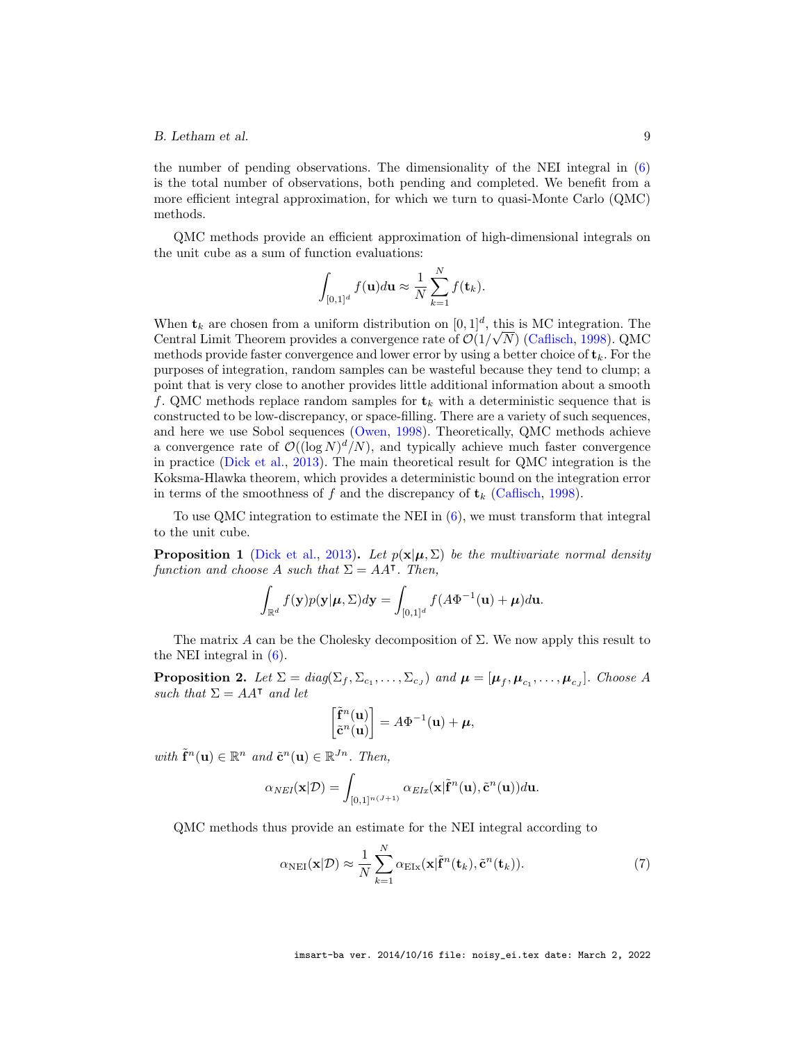the number of pending observations. The dimensionality of the NEI integral in (6) is the total number of observations, both pending and completed. We benefit from a more efficient integral approximation, for which we turn to quasi-Monte Carlo (QMC) methods.

QMC methods provide an efficient approximation of high-dimensional integrals on the unit cube as a sum of function evaluations:

$$\int_{[0,1]^d} f(\mathbf{u}) d\mathbf{u} \approx \frac{1}{N} \sum_{k=1}^{N} f(\mathbf{t}_k).$$

When $\mathbf{t}_k$ are chosen from a uniform distribution on $[0,1]^d$, this is MC integration. The Central Limit Theorem provides a convergence rate of $\mathcal{O}(1/\sqrt{N})$ (Caflisch, 1998). QMC methods provide faster convergence and lower error by using a better choice of $\mathbf{t}_k$. For the purposes of integration, random samples can be wasteful because they tend to clump; a point that is very close to another provides little additional information about a smooth $f$. QMC methods replace random samples for $\mathbf{t}_k$ with a deterministic sequence that is constructed to be low-discrepancy, or space-filling. There are a variety of such sequences, and here we use Sobol sequences (Owen, 1998). Theoretically, QMC methods achieve a convergence rate of $\mathcal{O}((\log N)^d/N)$, and typically achieve much faster convergence in practice (Dick et al., 2013). The main theoretical result for QMC integration is the Koksma-Hlawka theorem, which provides a deterministic bound on the integration error in terms of the smoothness of $f$ and the discrepancy of $\mathbf{t}_k$ (Caflisch, 1998).

To use QMC integration to estimate the NEI in (6), we must transform that integral to the unit cube.

**Proposition 1** (Dick et al., 2013)**.** *Let $p(\mathbf{x}|\boldsymbol{\mu}, \Sigma)$ be the multivariate normal density function and choose $A$ such that $\Sigma = AA^\intercal$. Then,*

$$\int_{\mathbb{R}^d} f(\mathbf{y}) p(\mathbf{y}|\boldsymbol{\mu}, \Sigma) d\mathbf{y} = \int_{[0,1]^d} f(A\Phi^{-1}(\mathbf{u}) + \boldsymbol{\mu}) d\mathbf{u}.$$

The matrix $A$ can be the Cholesky decomposition of $\Sigma$. We now apply this result to the NEI integral in (6).

**Proposition 2.** *Let $\Sigma = diag(\Sigma_f, \Sigma_{c_1}, \ldots, \Sigma_{c_J})$ and $\boldsymbol{\mu} = [\boldsymbol{\mu}_f, \boldsymbol{\mu}_{c_1}, \ldots, \boldsymbol{\mu}_{c_J}]$. Choose $A$ such that $\Sigma = AA^\intercal$ and let*

$$\begin{bmatrix} \tilde{\mathbf{f}}^n(\mathbf{u}) \\ \tilde{\mathbf{c}}^n(\mathbf{u}) \end{bmatrix} = A\Phi^{-1}(\mathbf{u}) + \boldsymbol{\mu},$$

*with $\tilde{\mathbf{f}}^n(\mathbf{u}) \in \mathbb{R}^n$ and $\tilde{\mathbf{c}}^n(\mathbf{u}) \in \mathbb{R}^{Jn}$. Then,*

$$\alpha_{NEI}(\mathbf{x}|\mathcal{D}) = \int_{[0,1]^{n(J+1)}} \alpha_{EIx}(\mathbf{x}|\tilde{\mathbf{f}}^n(\mathbf{u}), \tilde{\mathbf{c}}^n(\mathbf{u})) d\mathbf{u}.$$

QMC methods thus provide an estimate for the NEI integral according to

$$\alpha_{\text{NEI}}(\mathbf{x}|\mathcal{D}) \approx \frac{1}{N} \sum_{k=1}^{N} \alpha_{\text{EIx}}(\mathbf{x}|\tilde{\mathbf{f}}^n(\mathbf{t}_k), \tilde{\mathbf{c}}^n(\mathbf{t}_k)). \tag{7}$$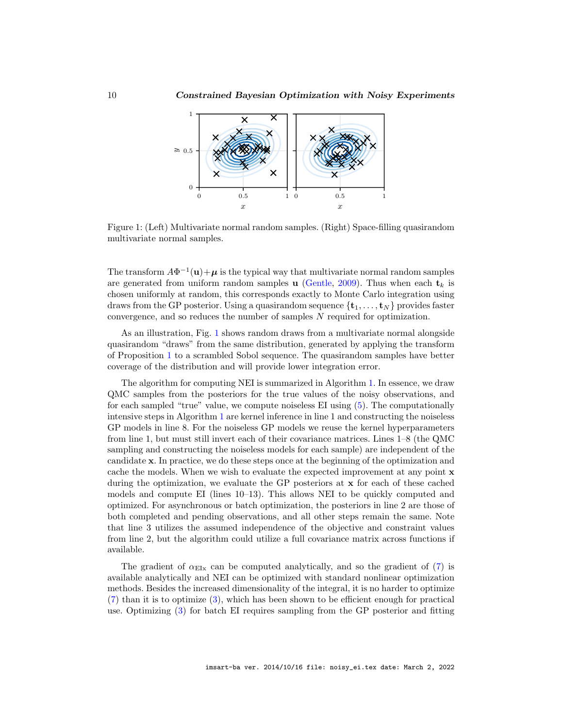Figure 1: (Left) Multivariate normal random samples. (Right) Space-filling quasirandom multivariate normal samples.

The transform $A\Phi^{-1}(\mathbf{u})+\boldsymbol{\mu}$ is the typical way that multivariate normal random samples are generated from uniform random samples $\mathbf{u}$ (Gentle, 2009). Thus when each $\mathbf{t}_k$ is chosen uniformly at random, this corresponds exactly to Monte Carlo integration using draws from the GP posterior. Using a quasirandom sequence $\{\mathbf{t}_1, \ldots, \mathbf{t}_N\}$ provides faster convergence, and so reduces the number of samples $N$ required for optimization.

As an illustration, Fig. 1 shows random draws from a multivariate normal alongside quasirandom "draws" from the same distribution, generated by applying the transform of Proposition 1 to a scrambled Sobol sequence. The quasirandom samples have better coverage of the distribution and will provide lower integration error.

The algorithm for computing NEI is summarized in Algorithm 1. In essence, we draw QMC samples from the posteriors for the true values of the noisy observations, and for each sampled "true" value, we compute noiseless EI using (5). The computationally intensive steps in Algorithm 1 are kernel inference in line 1 and constructing the noiseless GP models in line 8. For the noiseless GP models we reuse the kernel hyperparameters from line 1, but must still invert each of their covariance matrices. Lines 1–8 (the QMC sampling and constructing the noiseless models for each sample) are independent of the candidate $\mathbf{x}$. In practice, we do these steps once at the beginning of the optimization and cache the models. When we wish to evaluate the expected improvement at any point $\mathbf{x}$ during the optimization, we evaluate the GP posteriors at $\mathbf{x}$ for each of these cached models and compute EI (lines 10–13). This allows NEI to be quickly computed and optimized. For asynchronous or batch optimization, the posteriors in line 2 are those of both completed and pending observations, and all other steps remain the same. Note that line 3 utilizes the assumed independence of the objective and constraint values from line 2, but the algorithm could utilize a full covariance matrix across functions if available.

The gradient of $\alpha_{\text{EIx}}$ can be computed analytically, and so the gradient of (7) is available analytically and NEI can be optimized with standard nonlinear optimization methods. Besides the increased dimensionality of the integral, it is no harder to optimize (7) than it is to optimize (3), which has been shown to be efficient enough for practical use. Optimizing (3) for batch EI requires sampling from the GP posterior and fitting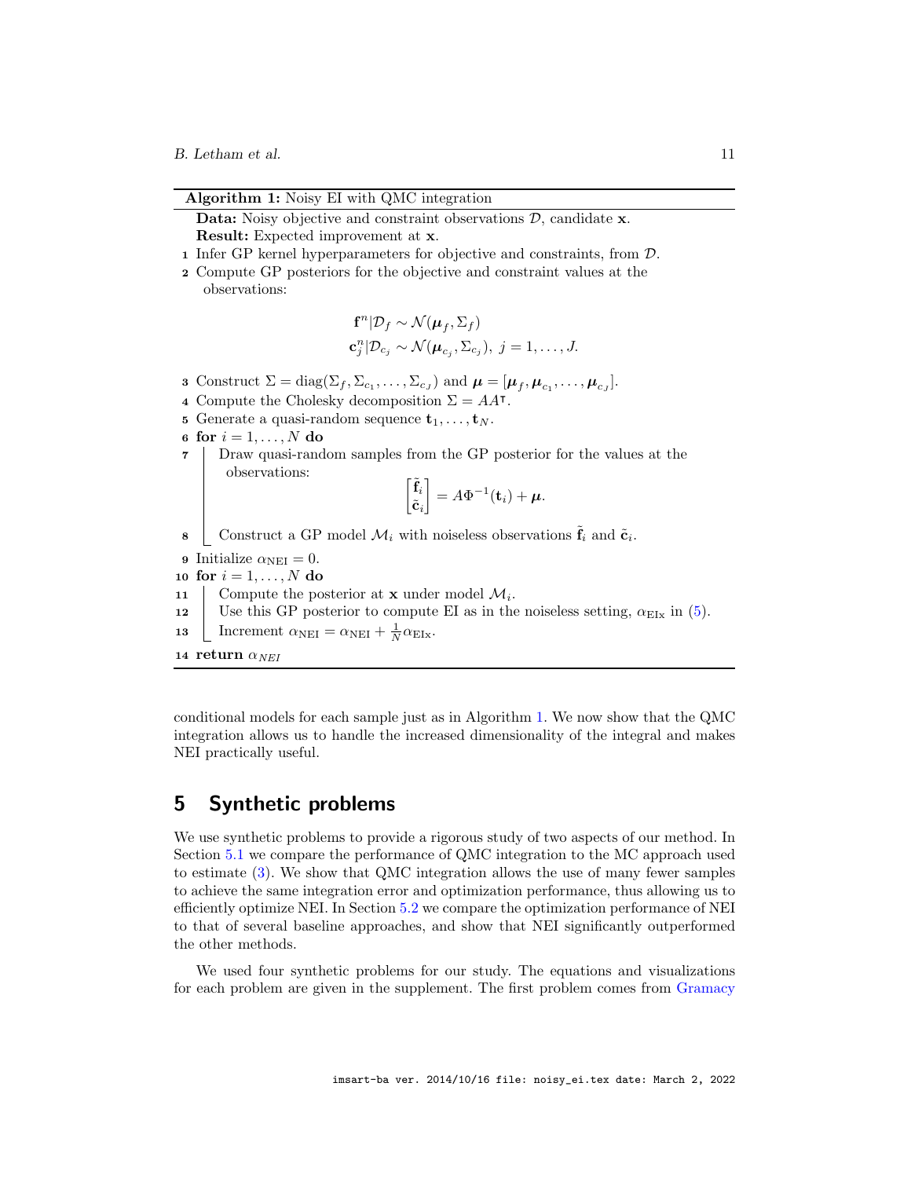**Algorithm 1:** Noisy EI with QMC integration

**Data:** Noisy objective and constraint observations $\mathcal{D}$, candidate $\mathbf{x}$.
**Result:** Expected improvement at $\mathbf{x}$.

1. Infer GP kernel hyperparameters for objective and constraints, from $\mathcal{D}$.
2. Compute GP posteriors for the objective and constraint values at the observations:

$$\mathbf{f}^n | \mathcal{D}_f \sim \mathcal{N}(\boldsymbol{\mu}_f, \Sigma_f)$$
$$\mathbf{c}_j^n | \mathcal{D}_{c_j} \sim \mathcal{N}(\boldsymbol{\mu}_{c_j}, \Sigma_{c_j}),\ j = 1, \ldots, J.$$

3. Construct $\Sigma = \text{diag}(\Sigma_f, \Sigma_{c_1}, \ldots, \Sigma_{c_J})$ and $\boldsymbol{\mu} = [\boldsymbol{\mu}_f, \boldsymbol{\mu}_{c_1}, \ldots, \boldsymbol{\mu}_{c_J}]$.
4. Compute the Cholesky decomposition $\Sigma = AA^\intercal$.
5. Generate a quasi-random sequence $\mathbf{t}_1, \ldots, \mathbf{t}_N$.
6. **for** $i = 1, \ldots, N$ **do**
7. Draw quasi-random samples from the GP posterior for the values at the observations:
$$\begin{bmatrix} \tilde{\mathbf{f}}_i \\ \tilde{\mathbf{c}}_i \end{bmatrix} = A\Phi^{-1}(\mathbf{t}_i) + \boldsymbol{\mu}.$$
8. Construct a GP model $\mathcal{M}_i$ with noiseless observations $\tilde{\mathbf{f}}_i$ and $\tilde{\mathbf{c}}_i$.
9. Initialize $\alpha_{\text{NEI}} = 0$.
10. **for** $i = 1, \ldots, N$ **do**
11. Compute the posterior at $\mathbf{x}$ under model $\mathcal{M}_i$.
12. Use this GP posterior to compute EI as in the noiseless setting, $\alpha_{\text{EIx}}$ in (5).
13. Increment $\alpha_{\text{NEI}} = \alpha_{\text{NEI}} + \frac{1}{N}\alpha_{\text{EIx}}$.
14. **return** $\alpha_{NEI}$

conditional models for each sample just as in Algorithm 1. We now show that the QMC integration allows us to handle the increased dimensionality of the integral and makes NEI practically useful.

## 5 Synthetic problems

We use synthetic problems to provide a rigorous study of two aspects of our method. In Section 5.1 we compare the performance of QMC integration to the MC approach used to estimate (3). We show that QMC integration allows the use of many fewer samples to achieve the same integration error and optimization performance, thus allowing us to efficiently optimize NEI. In Section 5.2 we compare the optimization performance of NEI to that of several baseline approaches, and show that NEI significantly outperformed the other methods.

We used four synthetic problems for our study. The equations and visualizations for each problem are given in the supplement. The first problem comes from Gramacy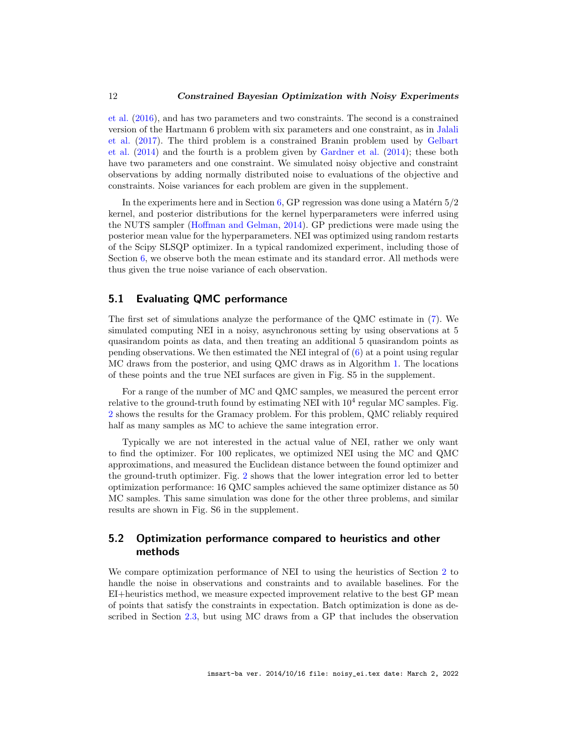et al. (2016), and has two parameters and two constraints. The second is a constrained version of the Hartmann 6 problem with six parameters and one constraint, as in Jalali et al. (2017). The third problem is a constrained Branin problem used by Gelbart et al. (2014) and the fourth is a problem given by Gardner et al. (2014); these both have two parameters and one constraint. We simulated noisy objective and constraint observations by adding normally distributed noise to evaluations of the objective and constraints. Noise variances for each problem are given in the supplement.

In the experiments here and in Section 6, GP regression was done using a Matérn $5/2$ kernel, and posterior distributions for the kernel hyperparameters were inferred using the NUTS sampler (Hoffman and Gelman, 2014). GP predictions were made using the posterior mean value for the hyperparameters. NEI was optimized using random restarts of the Scipy SLSQP optimizer. In a typical randomized experiment, including those of Section 6, we observe both the mean estimate and its standard error. All methods were thus given the true noise variance of each observation.

## 5.1 Evaluating QMC performance

The first set of simulations analyze the performance of the QMC estimate in (7). We simulated computing NEI in a noisy, asynchronous setting by using observations at 5 quasirandom points as data, and then treating an additional 5 quasirandom points as pending observations. We then estimated the NEI integral of (6) at a point using regular MC draws from the posterior, and using QMC draws as in Algorithm 1. The locations of these points and the true NEI surfaces are given in Fig. S5 in the supplement.

For a range of the number of MC and QMC samples, we measured the percent error relative to the ground-truth found by estimating NEI with $10^4$ regular MC samples. Fig. 2 shows the results for the Gramacy problem. For this problem, QMC reliably required half as many samples as MC to achieve the same integration error.

Typically we are not interested in the actual value of NEI, rather we only want to find the optimizer. For 100 replicates, we optimized NEI using the MC and QMC approximations, and measured the Euclidean distance between the found optimizer and the ground-truth optimizer. Fig. 2 shows that the lower integration error led to better optimization performance: 16 QMC samples achieved the same optimizer distance as 50 MC samples. This same simulation was done for the other three problems, and similar results are shown in Fig. S6 in the supplement.

## 5.2 Optimization performance compared to heuristics and other methods

We compare optimization performance of NEI to using the heuristics of Section 2 to handle the noise in observations and constraints and to available baselines. For the EI+heuristics method, we measure expected improvement relative to the best GP mean of points that satisfy the constraints in expectation. Batch optimization is done as described in Section 2.3, but using MC draws from a GP that includes the observation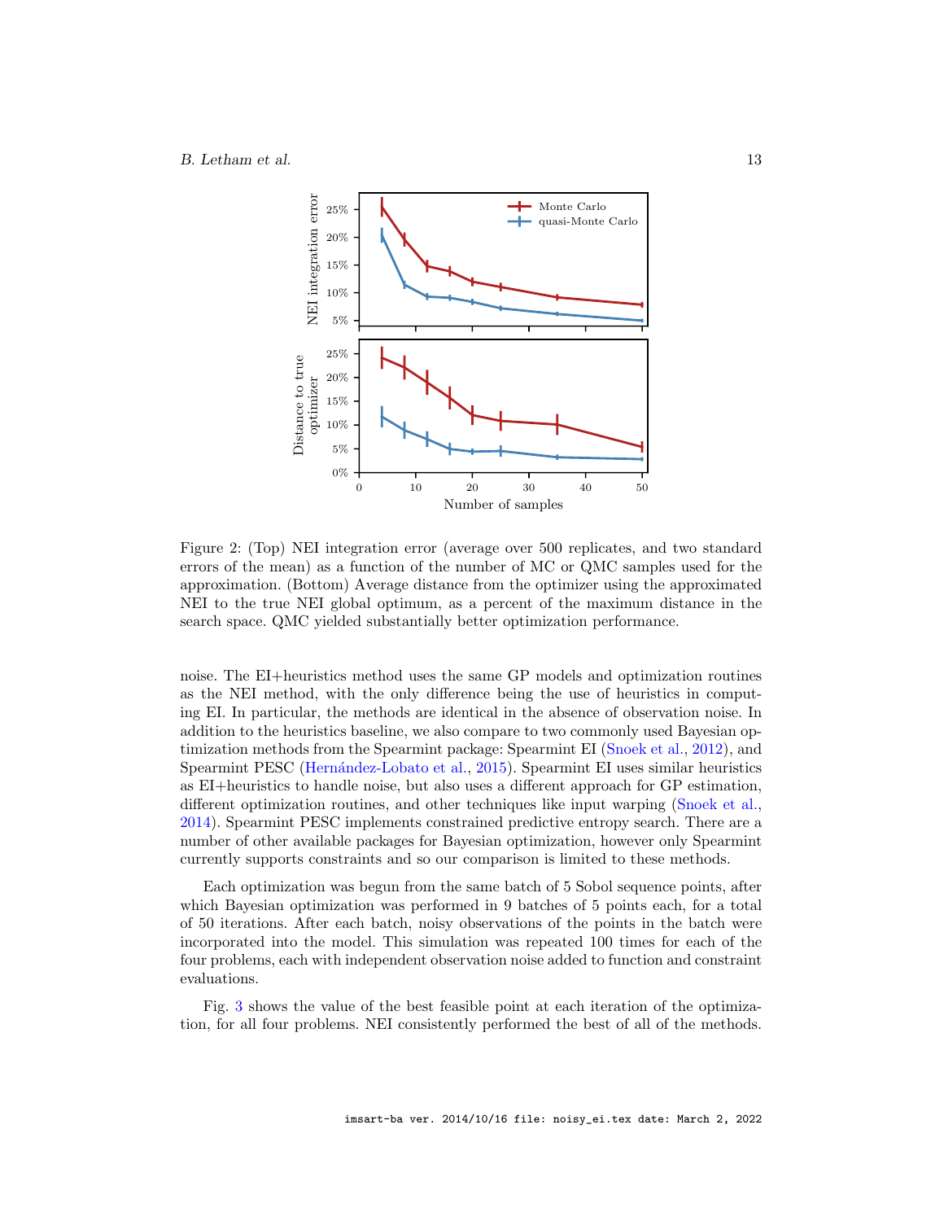Figure 2: (Top) NEI integration error (average over 500 replicates, and two standard errors of the mean) as a function of the number of MC or QMC samples used for the approximation. (Bottom) Average distance from the optimizer using the approximated NEI to the true NEI global optimum, as a percent of the maximum distance in the search space. QMC yielded substantially better optimization performance.

noise. The EI+heuristics method uses the same GP models and optimization routines as the NEI method, with the only difference being the use of heuristics in computing EI. In particular, the methods are identical in the absence of observation noise. In addition to the heuristics baseline, we also compare to two commonly used Bayesian optimization methods from the Spearmint package: Spearmint EI (Snoek et al., 2012), and Spearmint PESC (Hernández-Lobato et al., 2015). Spearmint EI uses similar heuristics as EI+heuristics to handle noise, but also uses a different approach for GP estimation, different optimization routines, and other techniques like input warping (Snoek et al., 2014). Spearmint PESC implements constrained predictive entropy search. There are a number of other available packages for Bayesian optimization, however only Spearmint currently supports constraints and so our comparison is limited to these methods.

Each optimization was begun from the same batch of 5 Sobol sequence points, after which Bayesian optimization was performed in 9 batches of 5 points each, for a total of 50 iterations. After each batch, noisy observations of the points in the batch were incorporated into the model. This simulation was repeated 100 times for each of the four problems, each with independent observation noise added to function and constraint evaluations.

Fig. 3 shows the value of the best feasible point at each iteration of the optimization, for all four problems. NEI consistently performed the best of all of the methods.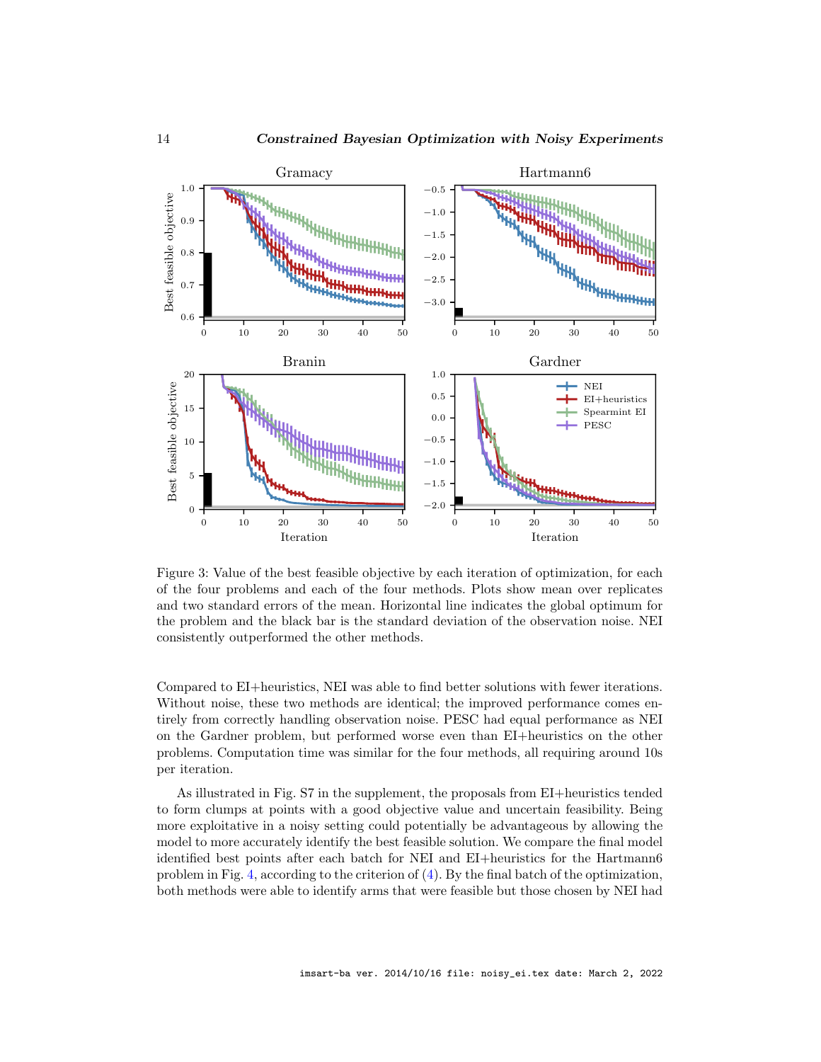Figure 3: Value of the best feasible objective by each iteration of optimization, for each of the four problems and each of the four methods. Plots show mean over replicates and two standard errors of the mean. Horizontal line indicates the global optimum for the problem and the black bar is the standard deviation of the observation noise. NEI consistently outperformed the other methods.

Compared to EI+heuristics, NEI was able to find better solutions with fewer iterations. Without noise, these two methods are identical; the improved performance comes entirely from correctly handling observation noise. PESC had equal performance as NEI on the Gardner problem, but performed worse even than EI+heuristics on the other problems. Computation time was similar for the four methods, all requiring around 10s per iteration.

As illustrated in Fig. S7 in the supplement, the proposals from EI+heuristics tended to form clumps at points with a good objective value and uncertain feasibility. Being more exploitative in a noisy setting could potentially be advantageous by allowing the model to more accurately identify the best feasible solution. We compare the final model identified best points after each batch for NEI and EI+heuristics for the Hartmann6 problem in Fig. 4, according to the criterion of (4). By the final batch of the optimization, both methods were able to identify arms that were feasible but those chosen by NEI had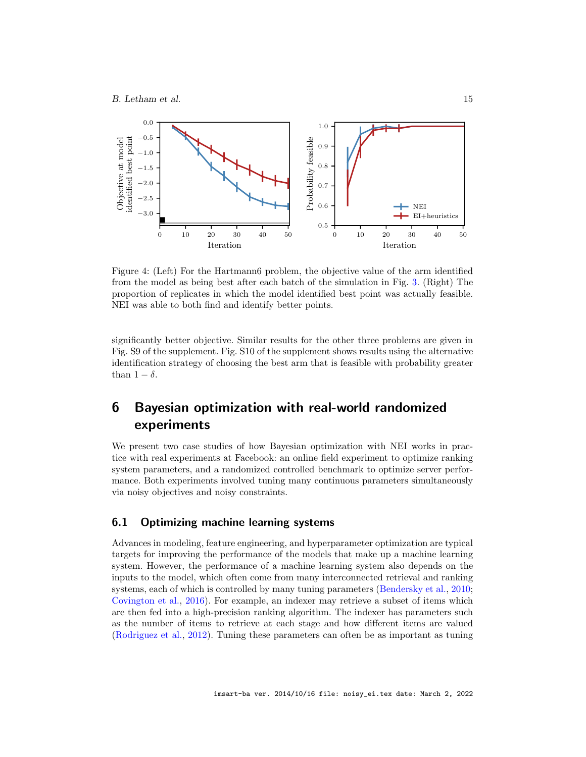Figure 4: (Left) For the Hartmann6 problem, the objective value of the arm identified from the model as being best after each batch of the simulation in Fig. 3. (Right) The proportion of replicates in which the model identified best point was actually feasible. NEI was able to both find and identify better points.

significantly better objective. Similar results for the other three problems are given in Fig. S9 of the supplement. Fig. S10 of the supplement shows results using the alternative identification strategy of choosing the best arm that is feasible with probability greater than $1 - \delta$.

# 6 Bayesian optimization with real-world randomized experiments

We present two case studies of how Bayesian optimization with NEI works in practice with real experiments at Facebook: an online field experiment to optimize ranking system parameters, and a randomized controlled benchmark to optimize server performance. Both experiments involved tuning many continuous parameters simultaneously via noisy objectives and noisy constraints.

## 6.1 Optimizing machine learning systems

Advances in modeling, feature engineering, and hyperparameter optimization are typical targets for improving the performance of the models that make up a machine learning system. However, the performance of a machine learning system also depends on the inputs to the model, which often come from many interconnected retrieval and ranking systems, each of which is controlled by many tuning parameters (Bendersky et al., 2010; Covington et al., 2016). For example, an indexer may retrieve a subset of items which are then fed into a high-precision ranking algorithm. The indexer has parameters such as the number of items to retrieve at each stage and how different items are valued (Rodriguez et al., 2012). Tuning these parameters can often be as important as tuning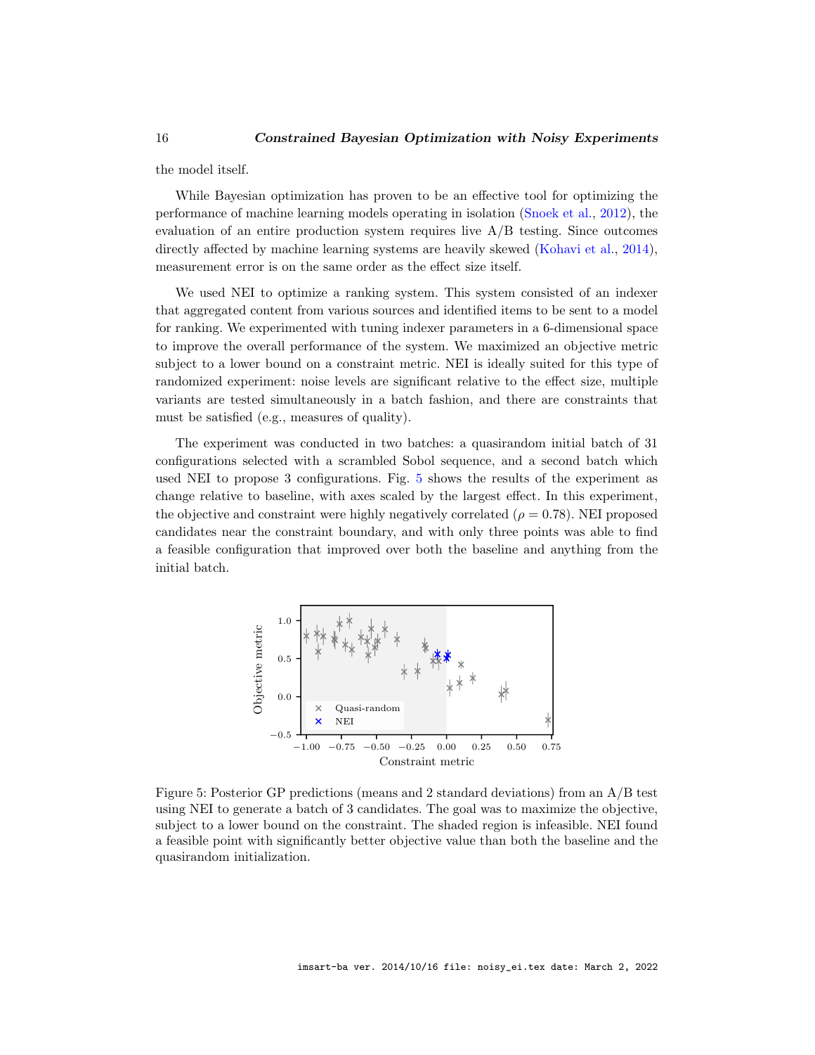the model itself.

While Bayesian optimization has proven to be an effective tool for optimizing the performance of machine learning models operating in isolation (Snoek et al., 2012), the evaluation of an entire production system requires live A/B testing. Since outcomes directly affected by machine learning systems are heavily skewed (Kohavi et al., 2014), measurement error is on the same order as the effect size itself.

We used NEI to optimize a ranking system. This system consisted of an indexer that aggregated content from various sources and identified items to be sent to a model for ranking. We experimented with tuning indexer parameters in a 6-dimensional space to improve the overall performance of the system. We maximized an objective metric subject to a lower bound on a constraint metric. NEI is ideally suited for this type of randomized experiment: noise levels are significant relative to the effect size, multiple variants are tested simultaneously in a batch fashion, and there are constraints that must be satisfied (e.g., measures of quality).

The experiment was conducted in two batches: a quasirandom initial batch of 31 configurations selected with a scrambled Sobol sequence, and a second batch which used NEI to propose 3 configurations. Fig. 5 shows the results of the experiment as change relative to baseline, with axes scaled by the largest effect. In this experiment, the objective and constraint were highly negatively correlated ($\rho = 0.78$). NEI proposed candidates near the constraint boundary, and with only three points was able to find a feasible configuration that improved over both the baseline and anything from the initial batch.

Figure 5: Posterior GP predictions (means and 2 standard deviations) from an A/B test using NEI to generate a batch of 3 candidates. The goal was to maximize the objective, subject to a lower bound on the constraint. The shaded region is infeasible. NEI found a feasible point with significantly better objective value than both the baseline and the quasirandom initialization.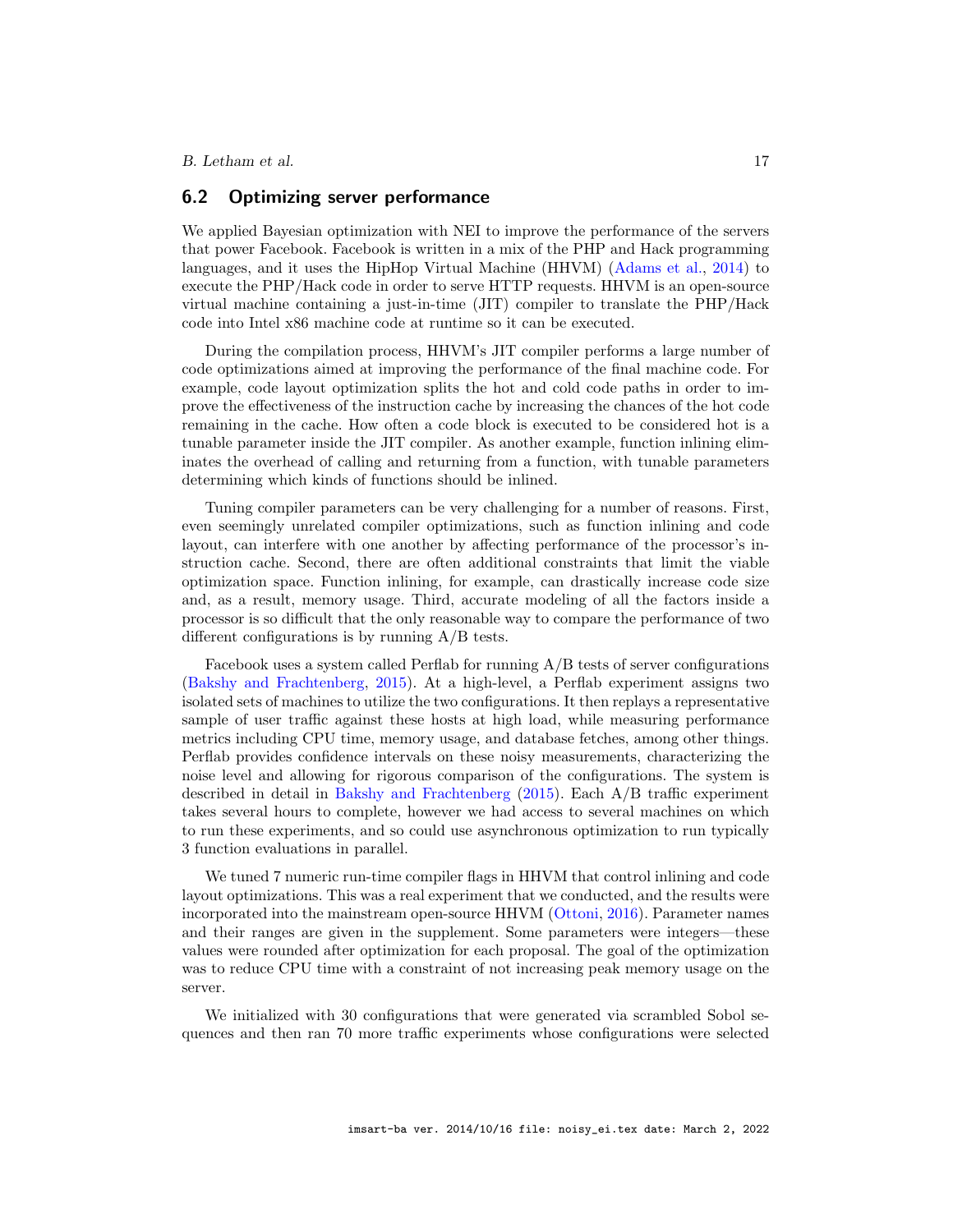## 6.2 Optimizing server performance

We applied Bayesian optimization with NEI to improve the performance of the servers that power Facebook. Facebook is written in a mix of the PHP and Hack programming languages, and it uses the HipHop Virtual Machine (HHVM) (Adams et al., 2014) to execute the PHP/Hack code in order to serve HTTP requests. HHVM is an open-source virtual machine containing a just-in-time (JIT) compiler to translate the PHP/Hack code into Intel x86 machine code at runtime so it can be executed.

During the compilation process, HHVM's JIT compiler performs a large number of code optimizations aimed at improving the performance of the final machine code. For example, code layout optimization splits the hot and cold code paths in order to improve the effectiveness of the instruction cache by increasing the chances of the hot code remaining in the cache. How often a code block is executed to be considered hot is a tunable parameter inside the JIT compiler. As another example, function inlining eliminates the overhead of calling and returning from a function, with tunable parameters determining which kinds of functions should be inlined.

Tuning compiler parameters can be very challenging for a number of reasons. First, even seemingly unrelated compiler optimizations, such as function inlining and code layout, can interfere with one another by affecting performance of the processor's instruction cache. Second, there are often additional constraints that limit the viable optimization space. Function inlining, for example, can drastically increase code size and, as a result, memory usage. Third, accurate modeling of all the factors inside a processor is so difficult that the only reasonable way to compare the performance of two different configurations is by running A/B tests.

Facebook uses a system called Perflab for running A/B tests of server configurations (Bakshy and Frachtenberg, 2015). At a high-level, a Perflab experiment assigns two isolated sets of machines to utilize the two configurations. It then replays a representative sample of user traffic against these hosts at high load, while measuring performance metrics including CPU time, memory usage, and database fetches, among other things. Perflab provides confidence intervals on these noisy measurements, characterizing the noise level and allowing for rigorous comparison of the configurations. The system is described in detail in Bakshy and Frachtenberg (2015). Each A/B traffic experiment takes several hours to complete, however we had access to several machines on which to run these experiments, and so could use asynchronous optimization to run typically 3 function evaluations in parallel.

We tuned 7 numeric run-time compiler flags in HHVM that control inlining and code layout optimizations. This was a real experiment that we conducted, and the results were incorporated into the mainstream open-source HHVM (Ottoni, 2016). Parameter names and their ranges are given in the supplement. Some parameters were integers—these values were rounded after optimization for each proposal. The goal of the optimization was to reduce CPU time with a constraint of not increasing peak memory usage on the server.

We initialized with 30 configurations that were generated via scrambled Sobol sequences and then ran 70 more traffic experiments whose configurations were selected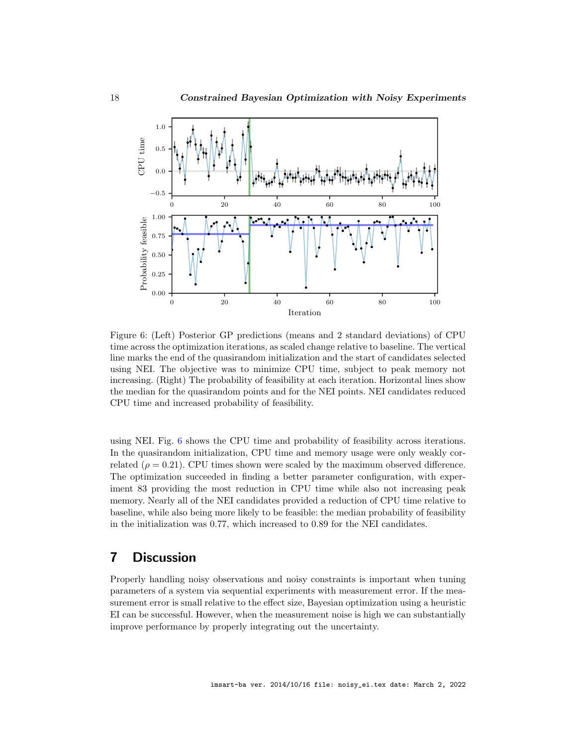Figure 6: (Left) Posterior GP predictions (means and 2 standard deviations) of CPU time across the optimization iterations, as scaled change relative to baseline. The vertical line marks the end of the quasirandom initialization and the start of candidates selected using NEI. The objective was to minimize CPU time, subject to peak memory not increasing. (Right) The probability of feasibility at each iteration. Horizontal lines show the median for the quasirandom points and for the NEI points. NEI candidates reduced CPU time and increased probability of feasibility.

using NEI. Fig. 6 shows the CPU time and probability of feasibility across iterations. In the quasirandom initialization, CPU time and memory usage were only weakly correlated ($\rho = 0.21$). CPU times shown were scaled by the maximum observed difference. The optimization succeeded in finding a better parameter configuration, with experiment 83 providing the most reduction in CPU time while also not increasing peak memory. Nearly all of the NEI candidates provided a reduction of CPU time relative to baseline, while also being more likely to be feasible: the median probability of feasibility in the initialization was 0.77, which increased to 0.89 for the NEI candidates.

## 7 Discussion

Properly handling noisy observations and noisy constraints is important when tuning parameters of a system via sequential experiments with measurement error. If the measurement error is small relative to the effect size, Bayesian optimization using a heuristic EI can be successful. However, when the measurement noise is high we can substantially improve performance by properly integrating out the uncertainty.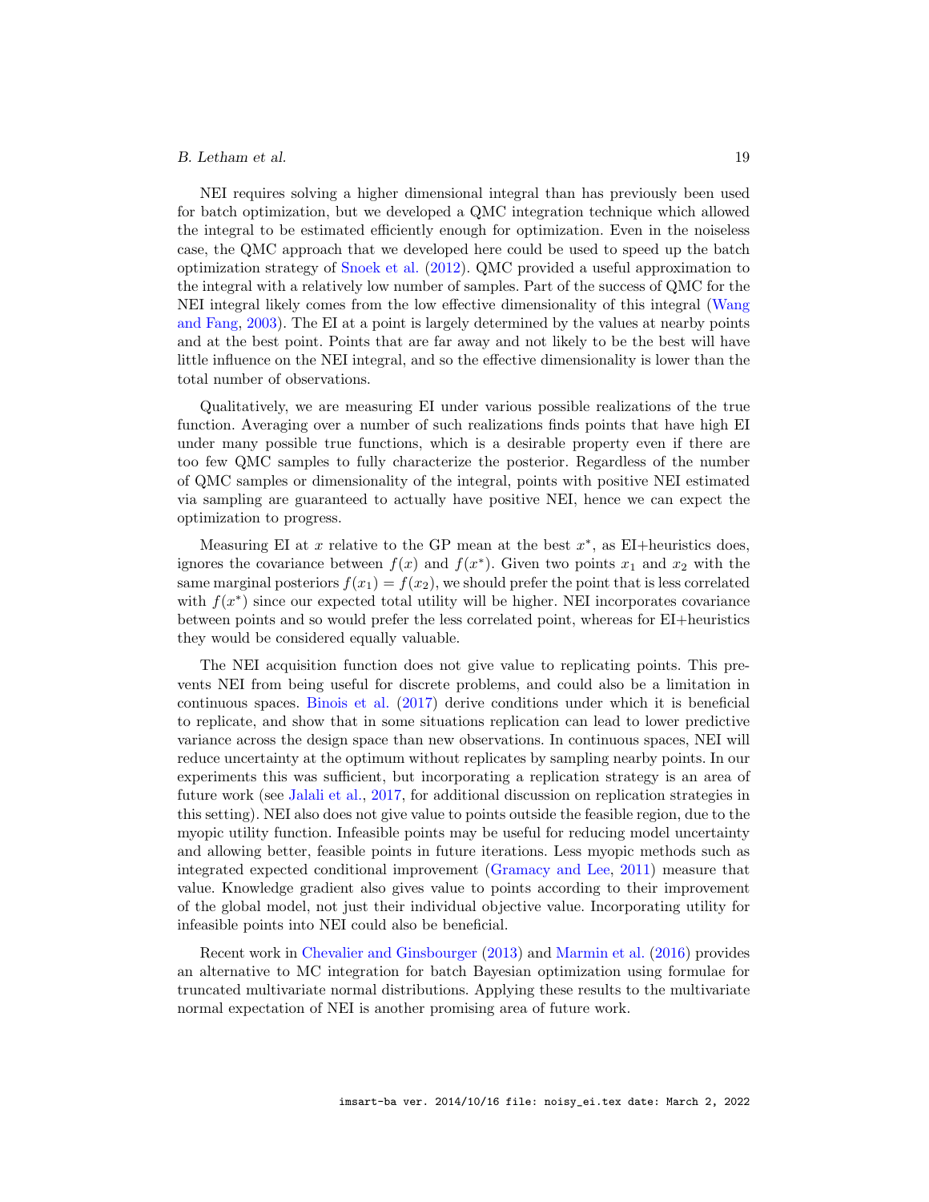NEI requires solving a higher dimensional integral than has previously been used for batch optimization, but we developed a QMC integration technique which allowed the integral to be estimated efficiently enough for optimization. Even in the noiseless case, the QMC approach that we developed here could be used to speed up the batch optimization strategy of Snoek et al. (2012). QMC provided a useful approximation to the integral with a relatively low number of samples. Part of the success of QMC for the NEI integral likely comes from the low effective dimensionality of this integral (Wang and Fang, 2003). The EI at a point is largely determined by the values at nearby points and at the best point. Points that are far away and not likely to be the best will have little influence on the NEI integral, and so the effective dimensionality is lower than the total number of observations.

Qualitatively, we are measuring EI under various possible realizations of the true function. Averaging over a number of such realizations finds points that have high EI under many possible true functions, which is a desirable property even if there are too few QMC samples to fully characterize the posterior. Regardless of the number of QMC samples or dimensionality of the integral, points with positive NEI estimated via sampling are guaranteed to actually have positive NEI, hence we can expect the optimization to progress.

Measuring EI at $x$ relative to the GP mean at the best $x^*$, as EI+heuristics does, ignores the covariance between $f(x)$ and $f(x^*)$. Given two points $x_1$ and $x_2$ with the same marginal posteriors $f(x_1) = f(x_2)$, we should prefer the point that is less correlated with $f(x^*)$ since our expected total utility will be higher. NEI incorporates covariance between points and so would prefer the less correlated point, whereas for EI+heuristics they would be considered equally valuable.

The NEI acquisition function does not give value to replicating points. This prevents NEI from being useful for discrete problems, and could also be a limitation in continuous spaces. Binois et al. (2017) derive conditions under which it is beneficial to replicate, and show that in some situations replication can lead to lower predictive variance across the design space than new observations. In continuous spaces, NEI will reduce uncertainty at the optimum without replicates by sampling nearby points. In our experiments this was sufficient, but incorporating a replication strategy is an area of future work (see Jalali et al., 2017, for additional discussion on replication strategies in this setting). NEI also does not give value to points outside the feasible region, due to the myopic utility function. Infeasible points may be useful for reducing model uncertainty and allowing better, feasible points in future iterations. Less myopic methods such as integrated expected conditional improvement (Gramacy and Lee, 2011) measure that value. Knowledge gradient also gives value to points according to their improvement of the global model, not just their individual objective value. Incorporating utility for infeasible points into NEI could also be beneficial.

Recent work in Chevalier and Ginsbourger (2013) and Marmin et al. (2016) provides an alternative to MC integration for batch Bayesian optimization using formulae for truncated multivariate normal distributions. Applying these results to the multivariate normal expectation of NEI is another promising area of future work.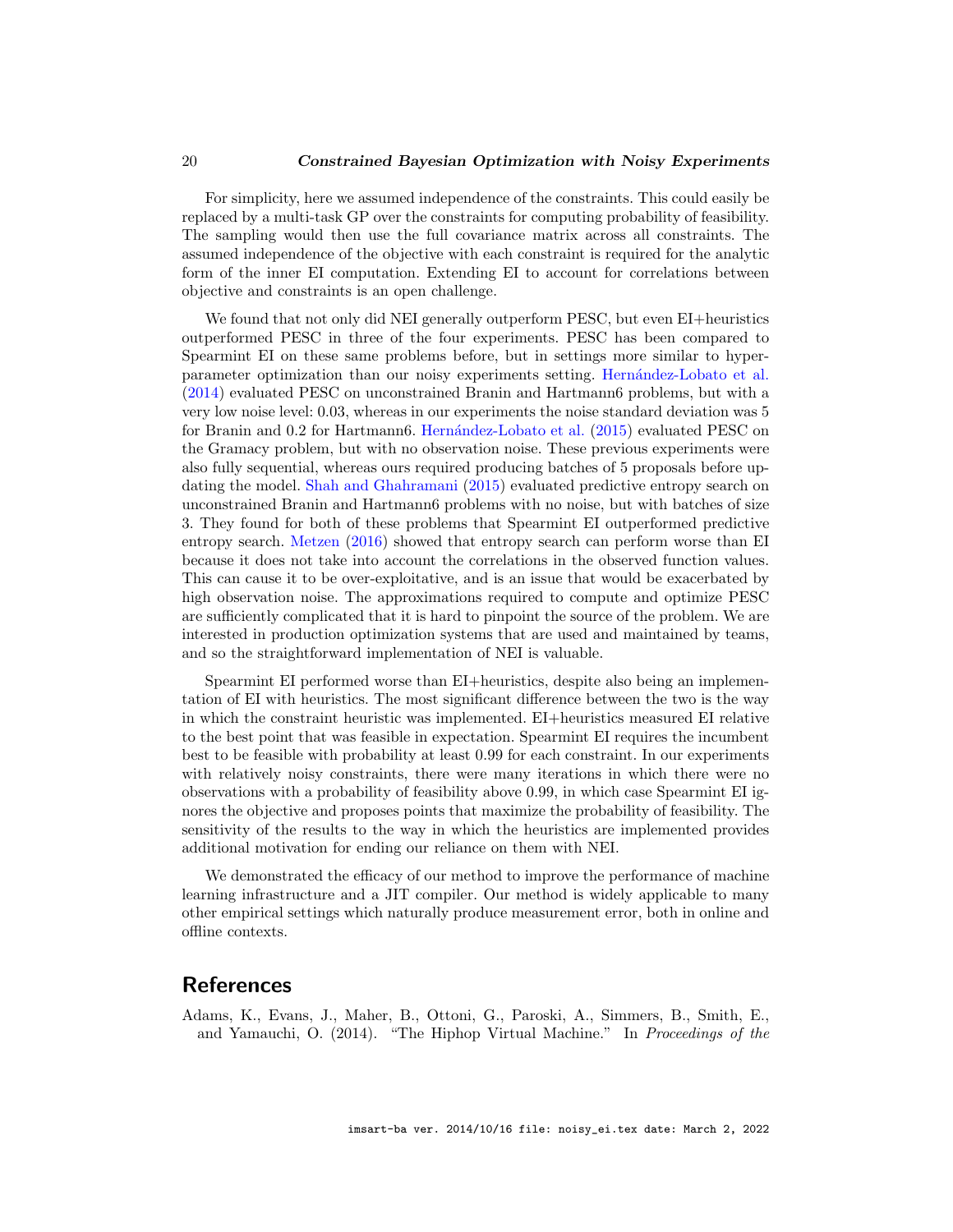For simplicity, here we assumed independence of the constraints. This could easily be replaced by a multi-task GP over the constraints for computing probability of feasibility. The sampling would then use the full covariance matrix across all constraints. The assumed independence of the objective with each constraint is required for the analytic form of the inner EI computation. Extending EI to account for correlations between objective and constraints is an open challenge.

We found that not only did NEI generally outperform PESC, but even EI+heuristics outperformed PESC in three of the four experiments. PESC has been compared to Spearmint EI on these same problems before, but in settings more similar to hyperparameter optimization than our noisy experiments setting. Hernández-Lobato et al. (2014) evaluated PESC on unconstrained Branin and Hartmann6 problems, but with a very low noise level: 0.03, whereas in our experiments the noise standard deviation was 5 for Branin and 0.2 for Hartmann6. Hernández-Lobato et al. (2015) evaluated PESC on the Gramacy problem, but with no observation noise. These previous experiments were also fully sequential, whereas ours required producing batches of 5 proposals before updating the model. Shah and Ghahramani (2015) evaluated predictive entropy search on unconstrained Branin and Hartmann6 problems with no noise, but with batches of size 3. They found for both of these problems that Spearmint EI outperformed predictive entropy search. Metzen (2016) showed that entropy search can perform worse than EI because it does not take into account the correlations in the observed function values. This can cause it to be over-exploitative, and is an issue that would be exacerbated by high observation noise. The approximations required to compute and optimize PESC are sufficiently complicated that it is hard to pinpoint the source of the problem. We are interested in production optimization systems that are used and maintained by teams, and so the straightforward implementation of NEI is valuable.

Spearmint EI performed worse than EI+heuristics, despite also being an implementation of EI with heuristics. The most significant difference between the two is the way in which the constraint heuristic was implemented. EI+heuristics measured EI relative to the best point that was feasible in expectation. Spearmint EI requires the incumbent best to be feasible with probability at least 0.99 for each constraint. In our experiments with relatively noisy constraints, there were many iterations in which there were no observations with a probability of feasibility above 0.99, in which case Spearmint EI ignores the objective and proposes points that maximize the probability of feasibility. The sensitivity of the results to the way in which the heuristics are implemented provides additional motivation for ending our reliance on them with NEI.

We demonstrated the efficacy of our method to improve the performance of machine learning infrastructure and a JIT compiler. Our method is widely applicable to many other empirical settings which naturally produce measurement error, both in online and offline contexts.

# References

Adams, K., Evans, J., Maher, B., Ottoni, G., Paroski, A., Simmers, B., Smith, E., and Yamauchi, O. (2014). "The Hiphop Virtual Machine." In *Proceedings of the*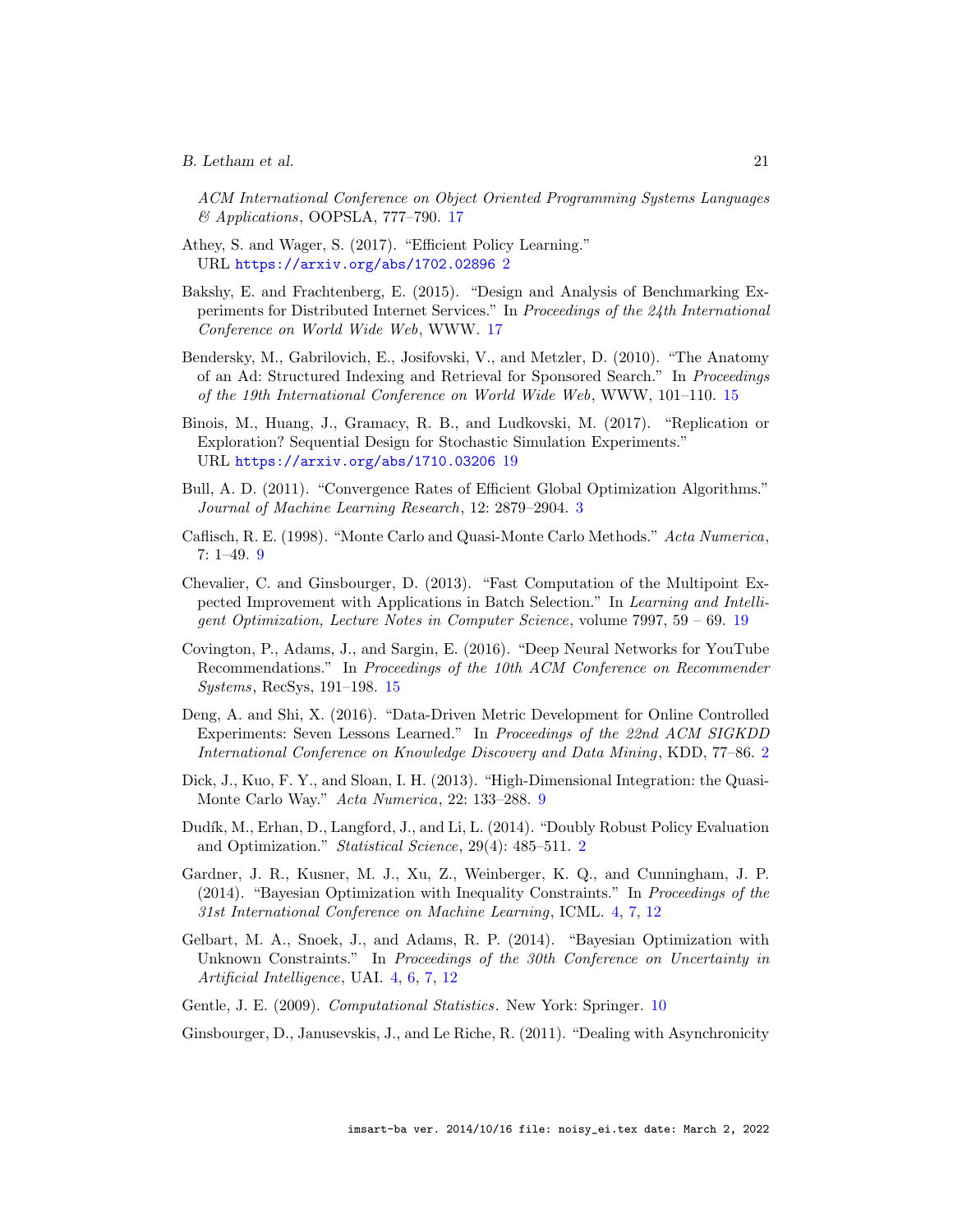*ACM International Conference on Object Oriented Programming Systems Languages & Applications*, OOPSLA, 777–790. 17

Athey, S. and Wager, S. (2017). "Efficient Policy Learning."
URL https://arxiv.org/abs/1702.02896 2

Bakshy, E. and Frachtenberg, E. (2015). "Design and Analysis of Benchmarking Experiments for Distributed Internet Services." In *Proceedings of the 24th International Conference on World Wide Web*, WWW. 17

Bendersky, M., Gabrilovich, E., Josifovski, V., and Metzler, D. (2010). "The Anatomy of an Ad: Structured Indexing and Retrieval for Sponsored Search." In *Proceedings of the 19th International Conference on World Wide Web*, WWW, 101–110. 15

Binois, M., Huang, J., Gramacy, R. B., and Ludkovski, M. (2017). "Replication or Exploration? Sequential Design for Stochastic Simulation Experiments."
URL https://arxiv.org/abs/1710.03206 19

Bull, A. D. (2011). "Convergence Rates of Efficient Global Optimization Algorithms." *Journal of Machine Learning Research*, 12: 2879–2904. 3

Caflisch, R. E. (1998). "Monte Carlo and Quasi-Monte Carlo Methods." *Acta Numerica*, 7: 1–49. 9

Chevalier, C. and Ginsbourger, D. (2013). "Fast Computation of the Multipoint Expected Improvement with Applications in Batch Selection." In *Learning and Intelligent Optimization, Lecture Notes in Computer Science*, volume 7997, 59 – 69. 19

Covington, P., Adams, J., and Sargin, E. (2016). "Deep Neural Networks for YouTube Recommendations." In *Proceedings of the 10th ACM Conference on Recommender Systems*, RecSys, 191–198. 15

Deng, A. and Shi, X. (2016). "Data-Driven Metric Development for Online Controlled Experiments: Seven Lessons Learned." In *Proceedings of the 22nd ACM SIGKDD International Conference on Knowledge Discovery and Data Mining*, KDD, 77–86. 2

Dick, J., Kuo, F. Y., and Sloan, I. H. (2013). "High-Dimensional Integration: the Quasi-Monte Carlo Way." *Acta Numerica*, 22: 133–288. 9

Dudík, M., Erhan, D., Langford, J., and Li, L. (2014). "Doubly Robust Policy Evaluation and Optimization." *Statistical Science*, 29(4): 485–511. 2

Gardner, J. R., Kusner, M. J., Xu, Z., Weinberger, K. Q., and Cunningham, J. P. (2014). "Bayesian Optimization with Inequality Constraints." In *Proceedings of the 31st International Conference on Machine Learning*, ICML. 4, 7, 12

Gelbart, M. A., Snoek, J., and Adams, R. P. (2014). "Bayesian Optimization with Unknown Constraints." In *Proceedings of the 30th Conference on Uncertainty in Artificial Intelligence*, UAI. 4, 6, 7, 12

Gentle, J. E. (2009). *Computational Statistics*. New York: Springer. 10

Ginsbourger, D., Janusevskis, J., and Le Riche, R. (2011). "Dealing with Asynchronicity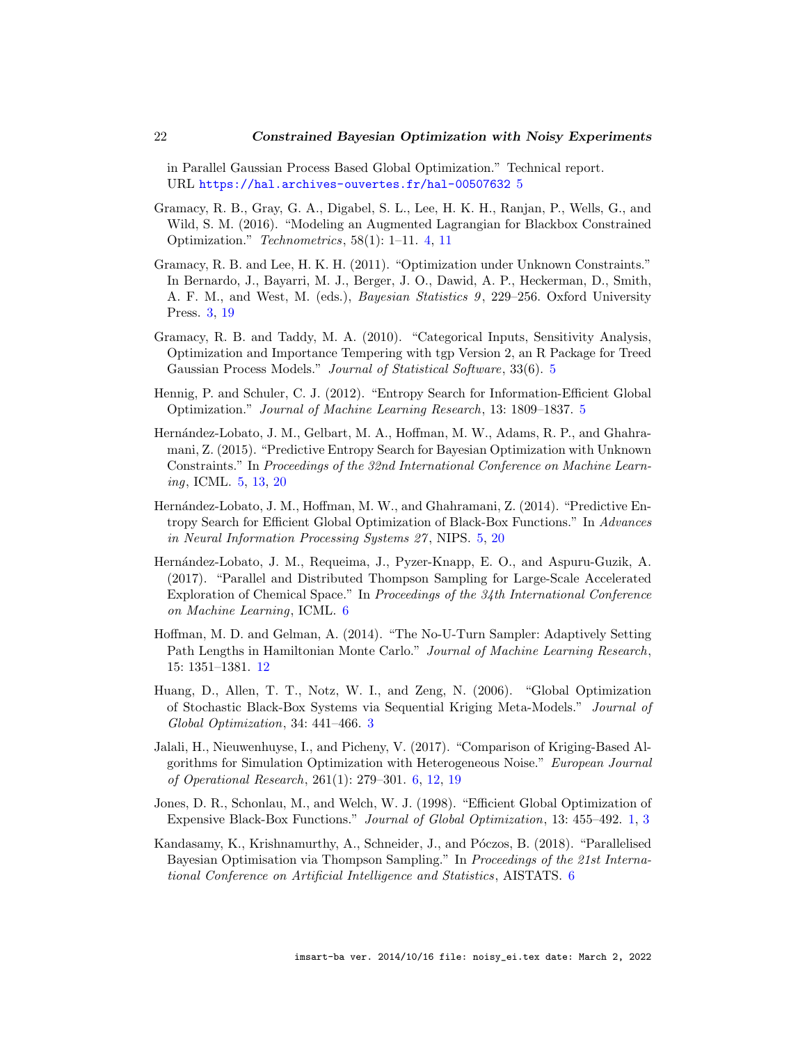in Parallel Gaussian Process Based Global Optimization." Technical report. URL https://hal.archives-ouvertes.fr/hal-00507632 5

Gramacy, R. B., Gray, G. A., Digabel, S. L., Lee, H. K. H., Ranjan, P., Wells, G., and Wild, S. M. (2016). "Modeling an Augmented Lagrangian for Blackbox Constrained Optimization." *Technometrics*, 58(1): 1–11. 4, 11

Gramacy, R. B. and Lee, H. K. H. (2011). "Optimization under Unknown Constraints." In Bernardo, J., Bayarri, M. J., Berger, J. O., Dawid, A. P., Heckerman, D., Smith, A. F. M., and West, M. (eds.), *Bayesian Statistics 9*, 229–256. Oxford University Press. 3, 19

Gramacy, R. B. and Taddy, M. A. (2010). "Categorical Inputs, Sensitivity Analysis, Optimization and Importance Tempering with tgp Version 2, an R Package for Treed Gaussian Process Models." *Journal of Statistical Software*, 33(6). 5

Hennig, P. and Schuler, C. J. (2012). "Entropy Search for Information-Efficient Global Optimization." *Journal of Machine Learning Research*, 13: 1809–1837. 5

Hernández-Lobato, J. M., Gelbart, M. A., Hoffman, M. W., Adams, R. P., and Ghahramani, Z. (2015). "Predictive Entropy Search for Bayesian Optimization with Unknown Constraints." In *Proceedings of the 32nd International Conference on Machine Learning*, ICML. 5, 13, 20

Hernández-Lobato, J. M., Hoffman, M. W., and Ghahramani, Z. (2014). "Predictive Entropy Search for Efficient Global Optimization of Black-Box Functions." In *Advances in Neural Information Processing Systems 27*, NIPS. 5, 20

Hernández-Lobato, J. M., Requeima, J., Pyzer-Knapp, E. O., and Aspuru-Guzik, A. (2017). "Parallel and Distributed Thompson Sampling for Large-Scale Accelerated Exploration of Chemical Space." In *Proceedings of the 34th International Conference on Machine Learning*, ICML. 6

Hoffman, M. D. and Gelman, A. (2014). "The No-U-Turn Sampler: Adaptively Setting Path Lengths in Hamiltonian Monte Carlo." *Journal of Machine Learning Research*, 15: 1351–1381. 12

Huang, D., Allen, T. T., Notz, W. I., and Zeng, N. (2006). "Global Optimization of Stochastic Black-Box Systems via Sequential Kriging Meta-Models." *Journal of Global Optimization*, 34: 441–466. 3

Jalali, H., Nieuwenhuyse, I., and Picheny, V. (2017). "Comparison of Kriging-Based Algorithms for Simulation Optimization with Heterogeneous Noise." *European Journal of Operational Research*, 261(1): 279–301. 6, 12, 19

Jones, D. R., Schonlau, M., and Welch, W. J. (1998). "Efficient Global Optimization of Expensive Black-Box Functions." *Journal of Global Optimization*, 13: 455–492. 1, 3

Kandasamy, K., Krishnamurthy, A., Schneider, J., and Póczos, B. (2018). "Parallelised Bayesian Optimisation via Thompson Sampling." In *Proceedings of the 21st International Conference on Artificial Intelligence and Statistics*, AISTATS. 6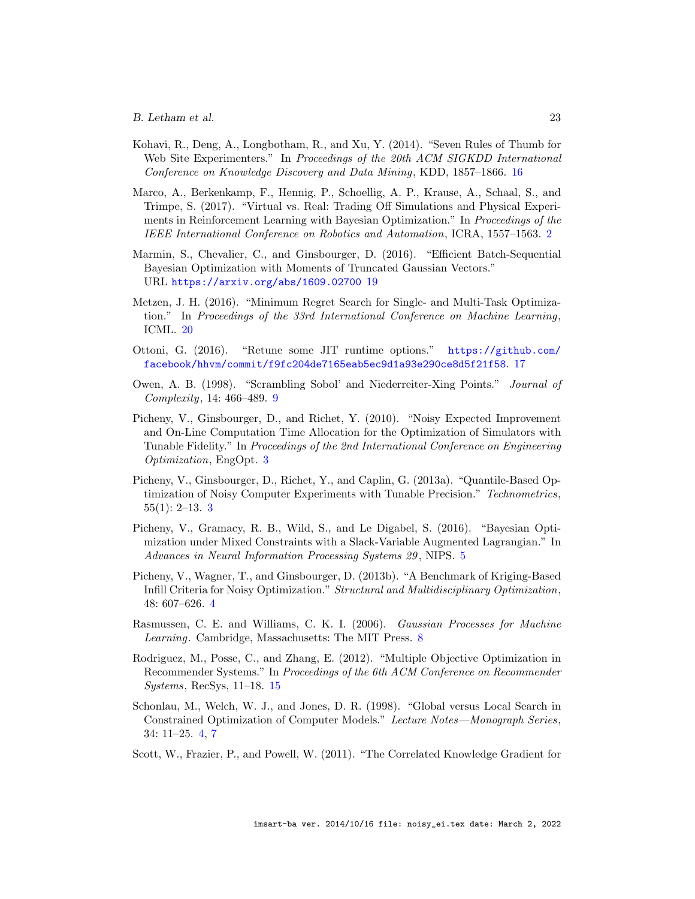Kohavi, R., Deng, A., Longbotham, R., and Xu, Y. (2014). "Seven Rules of Thumb for Web Site Experimenters." In *Proceedings of the 20th ACM SIGKDD International Conference on Knowledge Discovery and Data Mining*, KDD, 1857–1866. 16

Marco, A., Berkenkamp, F., Hennig, P., Schoellig, A. P., Krause, A., Schaal, S., and Trimpe, S. (2017). "Virtual vs. Real: Trading Off Simulations and Physical Experiments in Reinforcement Learning with Bayesian Optimization." In *Proceedings of the IEEE International Conference on Robotics and Automation*, ICRA, 1557–1563. 2

Marmin, S., Chevalier, C., and Ginsbourger, D. (2016). "Efficient Batch-Sequential Bayesian Optimization with Moments of Truncated Gaussian Vectors." URL https://arxiv.org/abs/1609.02700 19

Metzen, J. H. (2016). "Minimum Regret Search for Single- and Multi-Task Optimization." In *Proceedings of the 33rd International Conference on Machine Learning*, ICML. 20

Ottoni, G. (2016). "Retune some JIT runtime options." https://github.com/facebook/hhvm/commit/f9fc204de7165eab5ec9d1a93e290ce8d5f21f58. 17

Owen, A. B. (1998). "Scrambling Sobol' and Niederreiter-Xing Points." *Journal of Complexity*, 14: 466–489. 9

Picheny, V., Ginsbourger, D., and Richet, Y. (2010). "Noisy Expected Improvement and On-Line Computation Time Allocation for the Optimization of Simulators with Tunable Fidelity." In *Proceedings of the 2nd International Conference on Engineering Optimization*, EngOpt. 3

Picheny, V., Ginsbourger, D., Richet, Y., and Caplin, G. (2013a). "Quantile-Based Optimization of Noisy Computer Experiments with Tunable Precision." *Technometrics*, 55(1): 2–13. 3

Picheny, V., Gramacy, R. B., Wild, S., and Le Digabel, S. (2016). "Bayesian Optimization under Mixed Constraints with a Slack-Variable Augmented Lagrangian." In *Advances in Neural Information Processing Systems 29*, NIPS. 5

Picheny, V., Wagner, T., and Ginsbourger, D. (2013b). "A Benchmark of Kriging-Based Infill Criteria for Noisy Optimization." *Structural and Multidisciplinary Optimization*, 48: 607–626. 4

Rasmussen, C. E. and Williams, C. K. I. (2006). *Gaussian Processes for Machine Learning*. Cambridge, Massachusetts: The MIT Press. 8

Rodriguez, M., Posse, C., and Zhang, E. (2012). "Multiple Objective Optimization in Recommender Systems." In *Proceedings of the 6th ACM Conference on Recommender Systems*, RecSys, 11–18. 15

Schonlau, M., Welch, W. J., and Jones, D. R. (1998). "Global versus Local Search in Constrained Optimization of Computer Models." *Lecture Notes—Monograph Series*, 34: 11–25. 4, 7

Scott, W., Frazier, P., and Powell, W. (2011). "The Correlated Knowledge Gradient for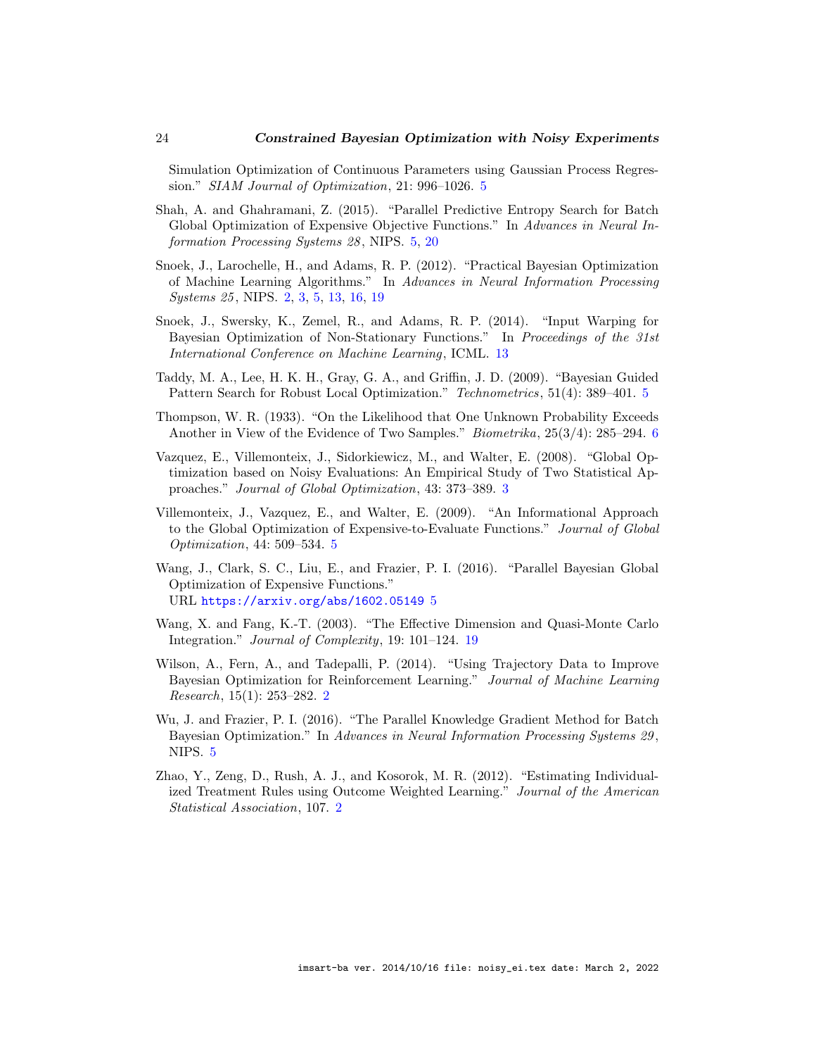Simulation Optimization of Continuous Parameters using Gaussian Process Regression." *SIAM Journal of Optimization*, 21: 996–1026. 5

Shah, A. and Ghahramani, Z. (2015). "Parallel Predictive Entropy Search for Batch Global Optimization of Expensive Objective Functions." In *Advances in Neural Information Processing Systems 28*, NIPS. 5, 20

Snoek, J., Larochelle, H., and Adams, R. P. (2012). "Practical Bayesian Optimization of Machine Learning Algorithms." In *Advances in Neural Information Processing Systems 25*, NIPS. 2, 3, 5, 13, 16, 19

Snoek, J., Swersky, K., Zemel, R., and Adams, R. P. (2014). "Input Warping for Bayesian Optimization of Non-Stationary Functions." In *Proceedings of the 31st International Conference on Machine Learning*, ICML. 13

Taddy, M. A., Lee, H. K. H., Gray, G. A., and Griffin, J. D. (2009). "Bayesian Guided Pattern Search for Robust Local Optimization." *Technometrics*, 51(4): 389–401. 5

Thompson, W. R. (1933). "On the Likelihood that One Unknown Probability Exceeds Another in View of the Evidence of Two Samples." *Biometrika*, 25(3/4): 285–294. 6

Vazquez, E., Villemonteix, J., Sidorkiewicz, M., and Walter, E. (2008). "Global Optimization based on Noisy Evaluations: An Empirical Study of Two Statistical Approaches." *Journal of Global Optimization*, 43: 373–389. 3

Villemonteix, J., Vazquez, E., and Walter, E. (2009). "An Informational Approach to the Global Optimization of Expensive-to-Evaluate Functions." *Journal of Global Optimization*, 44: 509–534. 5

Wang, J., Clark, S. C., Liu, E., and Frazier, P. I. (2016). "Parallel Bayesian Global Optimization of Expensive Functions."
URL https://arxiv.org/abs/1602.05149 5

Wang, X. and Fang, K.-T. (2003). "The Effective Dimension and Quasi-Monte Carlo Integration." *Journal of Complexity*, 19: 101–124. 19

Wilson, A., Fern, A., and Tadepalli, P. (2014). "Using Trajectory Data to Improve Bayesian Optimization for Reinforcement Learning." *Journal of Machine Learning Research*, 15(1): 253–282. 2

Wu, J. and Frazier, P. I. (2016). "The Parallel Knowledge Gradient Method for Batch Bayesian Optimization." In *Advances in Neural Information Processing Systems 29*, NIPS. 5

Zhao, Y., Zeng, D., Rush, A. J., and Kosorok, M. R. (2012). "Estimating Individualized Treatment Rules using Outcome Weighted Learning." *Journal of the American Statistical Association*, 107. 2